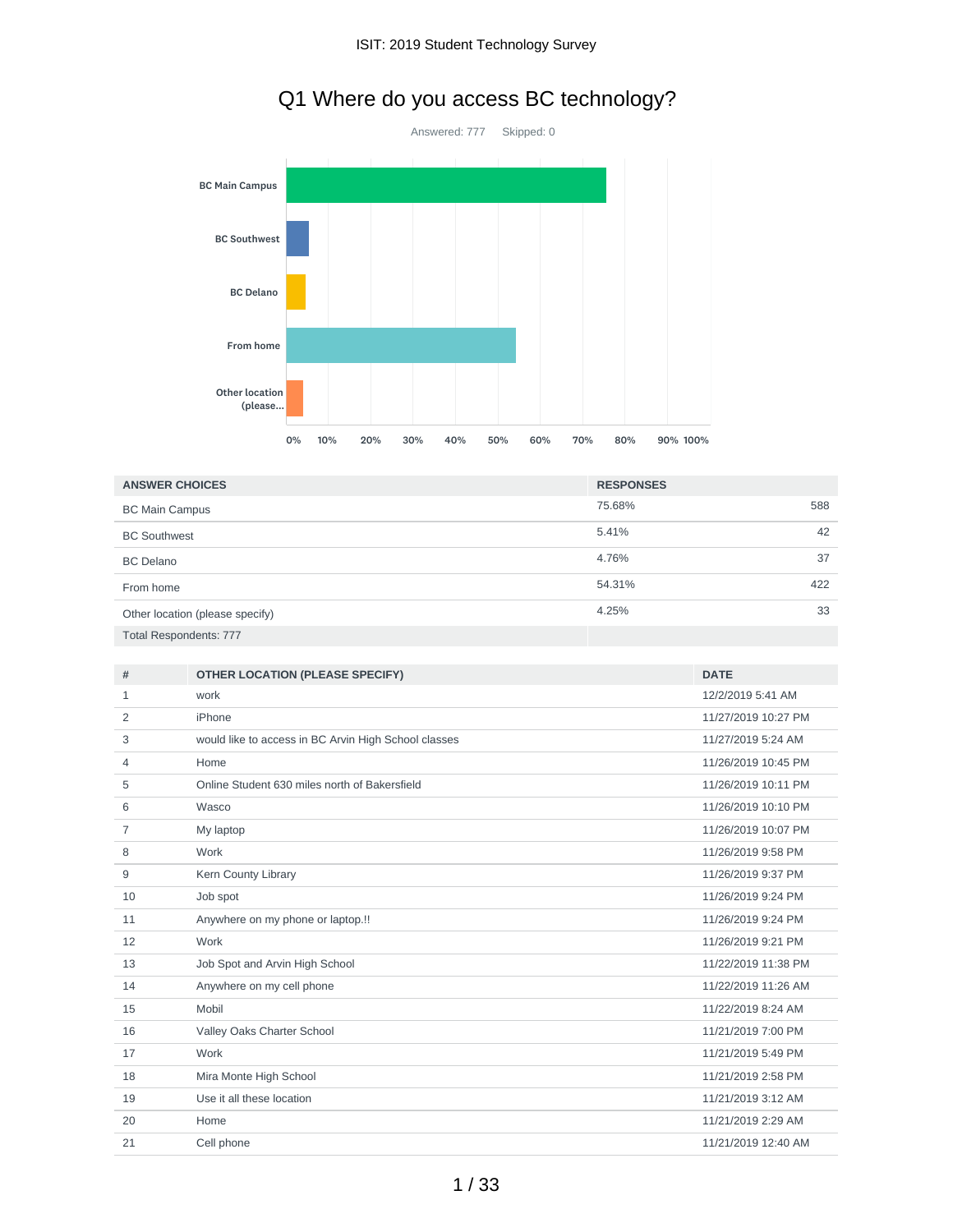# Q1 Where do you access BC technology?

Answered: 777 Skipped: 0

| ANSWER CHOICES | RESPONSES | |
|---|---|---|
| BC Main Campus | 75.68% | 588 |
| BC Southwest | 5.41% | 42 |
| BC Delano | 4.76% | 37 |
| From home | 54.31% | 422 |
| Other location (please specify) | 4.25% | 33 |
| Total Respondents: 777 | | |

| # | OTHER LOCATION (PLEASE SPECIFY) | DATE |
|---|---|---|
| 1 | work | 12/2/2019 5:41 AM |
| 2 | iPhone | 11/27/2019 10:27 PM |
| 3 | would like to access in BC Arvin High School classes | 11/27/2019 5:24 AM |
| 4 | Home | 11/26/2019 10:45 PM |
| 5 | Online Student 630 miles north of Bakersfield | 11/26/2019 10:11 PM |
| 6 | Wasco | 11/26/2019 10:10 PM |
| 7 | My laptop | 11/26/2019 10:07 PM |
| 8 | Work | 11/26/2019 9:58 PM |
| 9 | Kern County Library | 11/26/2019 9:37 PM |
| 10 | Job spot | 11/26/2019 9:24 PM |
| 11 | Anywhere on my phone or laptop.!! | 11/26/2019 9:24 PM |
| 12 | Work | 11/26/2019 9:21 PM |
| 13 | Job Spot and Arvin High School | 11/22/2019 11:38 PM |
| 14 | Anywhere on my cell phone | 11/22/2019 11:26 AM |
| 15 | Mobil | 11/22/2019 8:24 AM |
| 16 | Valley Oaks Charter School | 11/21/2019 7:00 PM |
| 17 | Work | 11/21/2019 5:49 PM |
| 18 | Mira Monte High School | 11/21/2019 2:58 PM |
| 19 | Use it all these location | 11/21/2019 3:12 AM |
| 20 | Home | 11/21/2019 2:29 AM |
| 21 | Cell phone | 11/21/2019 12:40 AM |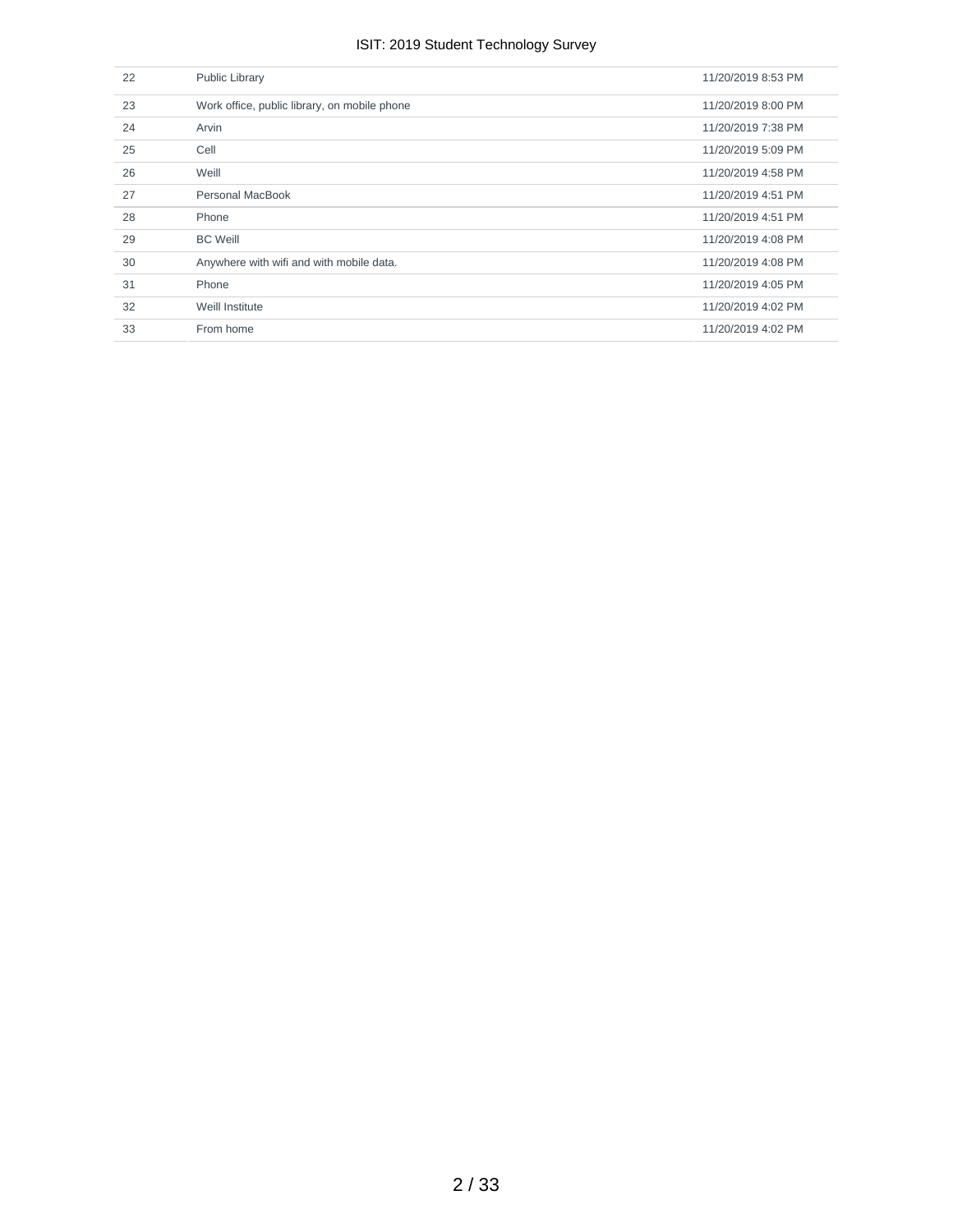| | | |
|---|---|---|
| 22 | Public Library | 11/20/2019 8:53 PM |
| 23 | Work office, public library, on mobile phone | 11/20/2019 8:00 PM |
| 24 | Arvin | 11/20/2019 7:38 PM |
| 25 | Cell | 11/20/2019 5:09 PM |
| 26 | Weill | 11/20/2019 4:58 PM |
| 27 | Personal MacBook | 11/20/2019 4:51 PM |
| 28 | Phone | 11/20/2019 4:51 PM |
| 29 | BC Weill | 11/20/2019 4:08 PM |
| 30 | Anywhere with wifi and with mobile data. | 11/20/2019 4:08 PM |
| 31 | Phone | 11/20/2019 4:05 PM |
| 32 | Weill Institute | 11/20/2019 4:02 PM |
| 33 | From home | 11/20/2019 4:02 PM |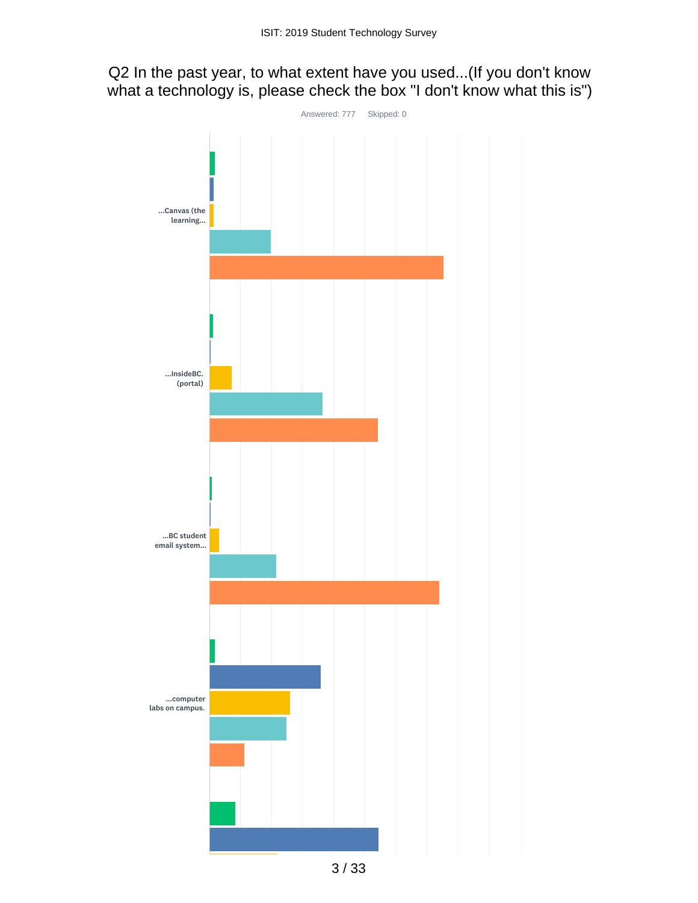## Q2 In the past year, to what extent have you used...(If you don't know what a technology is, please check the box "I don't know what this is")

Answered: 777 Skipped: 0

...Canvas (the learning...

...InsideBC. (portal)

...BC student email system...

...computer labs on campus.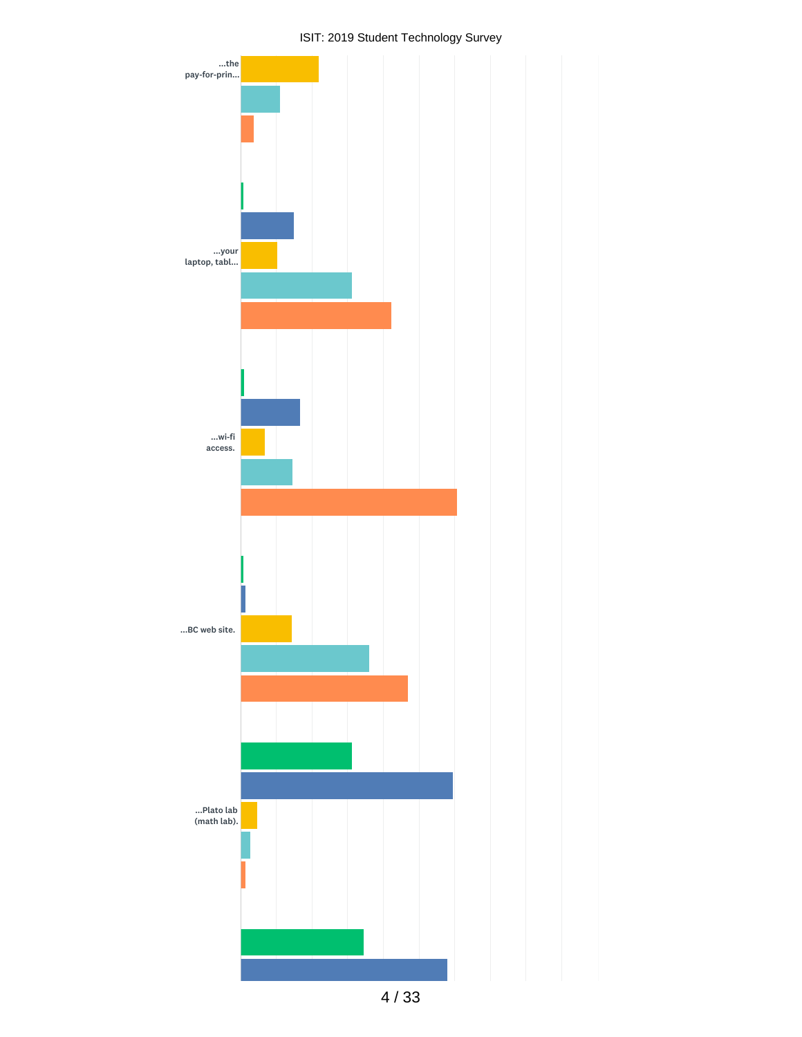...the pay-for-prin...

...your laptop, tabl...

...wi-fi access.

...BC web site.

...Plato lab (math lab).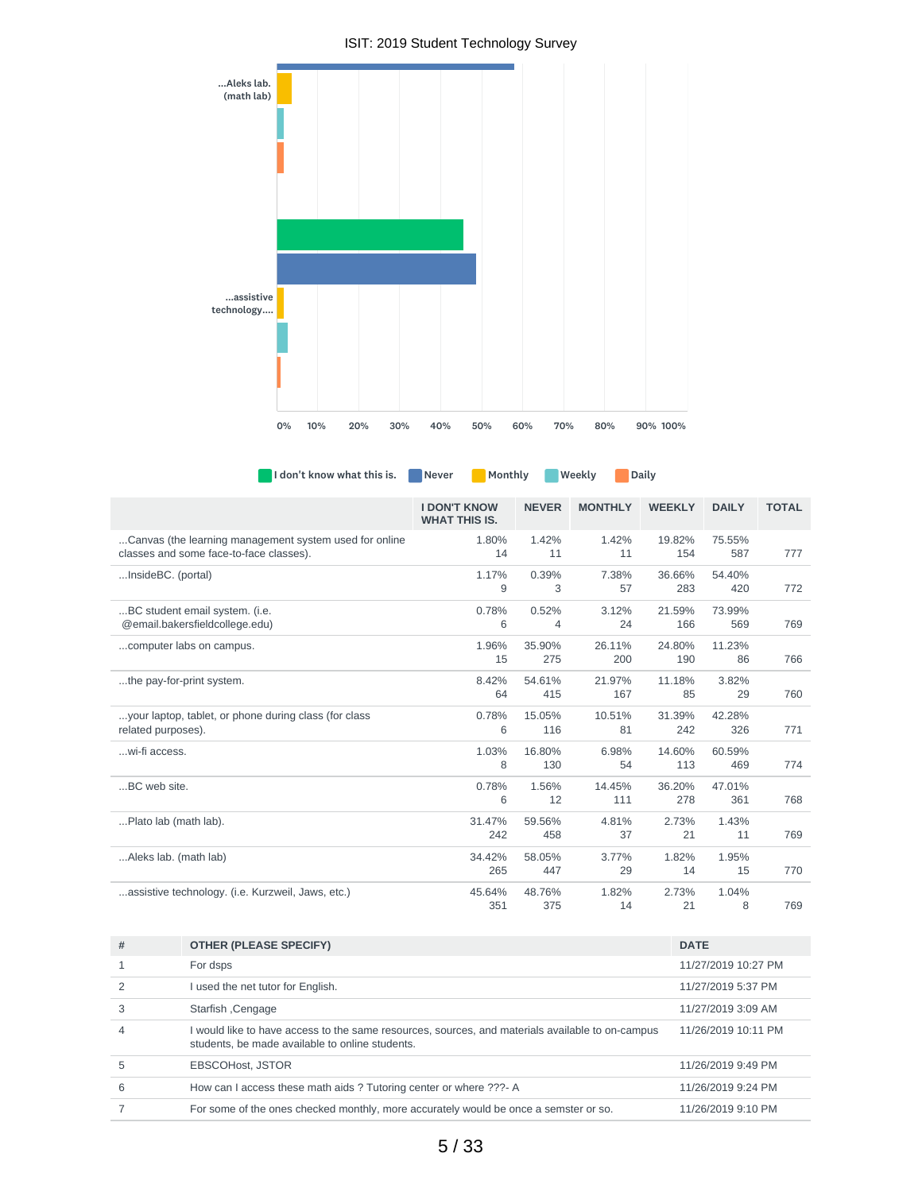| | I DON'T KNOW WHAT THIS IS. | NEVER | MONTHLY | WEEKLY | DAILY | TOTAL |
|---|---|---|---|---|---|---|
| ...Canvas (the learning management system used for online classes and some face-to-face classes). | 1.80% 14 | 1.42% 11 | 1.42% 11 | 19.82% 154 | 75.55% 587 | 777 |
| ...InsideBC. (portal) | 1.17% 9 | 0.39% 3 | 7.38% 57 | 36.66% 283 | 54.40% 420 | 772 |
| ...BC student email system. (i.e. @email.bakersfieldcollege.edu) | 0.78% 6 | 0.52% 4 | 3.12% 24 | 21.59% 166 | 73.99% 569 | 769 |
| ...computer labs on campus. | 1.96% 15 | 35.90% 275 | 26.11% 200 | 24.80% 190 | 11.23% 86 | 766 |
| ...the pay-for-print system. | 8.42% 64 | 54.61% 415 | 21.97% 167 | 11.18% 85 | 3.82% 29 | 760 |
| ...your laptop, tablet, or phone during class (for class related purposes). | 0.78% 6 | 15.05% 116 | 10.51% 81 | 31.39% 242 | 42.28% 326 | 771 |
| ...wi-fi access. | 1.03% 8 | 16.80% 130 | 6.98% 54 | 14.60% 113 | 60.59% 469 | 774 |
| ...BC web site. | 0.78% 6 | 1.56% 12 | 14.45% 111 | 36.20% 278 | 47.01% 361 | 768 |
| ...Plato lab (math lab). | 31.47% 242 | 59.56% 458 | 4.81% 37 | 2.73% 21 | 1.43% 11 | 769 |
| ...Aleks lab. (math lab) | 34.42% 265 | 58.05% 447 | 3.77% 29 | 1.82% 14 | 1.95% 15 | 770 |
| ...assistive technology. (i.e. Kurzweil, Jaws, etc.) | 45.64% 351 | 48.76% 375 | 1.82% 14 | 2.73% 21 | 1.04% 8 | 769 |

| # | OTHER (PLEASE SPECIFY) | DATE |
|---|---|---|
| 1 | For dsps | 11/27/2019 10:27 PM |
| 2 | I used the net tutor for English. | 11/27/2019 5:37 PM |
| 3 | Starfish ,Cengage | 11/27/2019 3:09 AM |
| 4 | I would like to have access to the same resources, sources, and materials available to on-campus students, be made available to online students. | 11/26/2019 10:11 PM |
| 5 | EBSCOHost, JSTOR | 11/26/2019 9:49 PM |
| 6 | How can I access these math aids ? Tutoring center or where ???- A | 11/26/2019 9:24 PM |
| 7 | For some of the ones checked monthly, more accurately would be once a semster or so. | 11/26/2019 9:10 PM |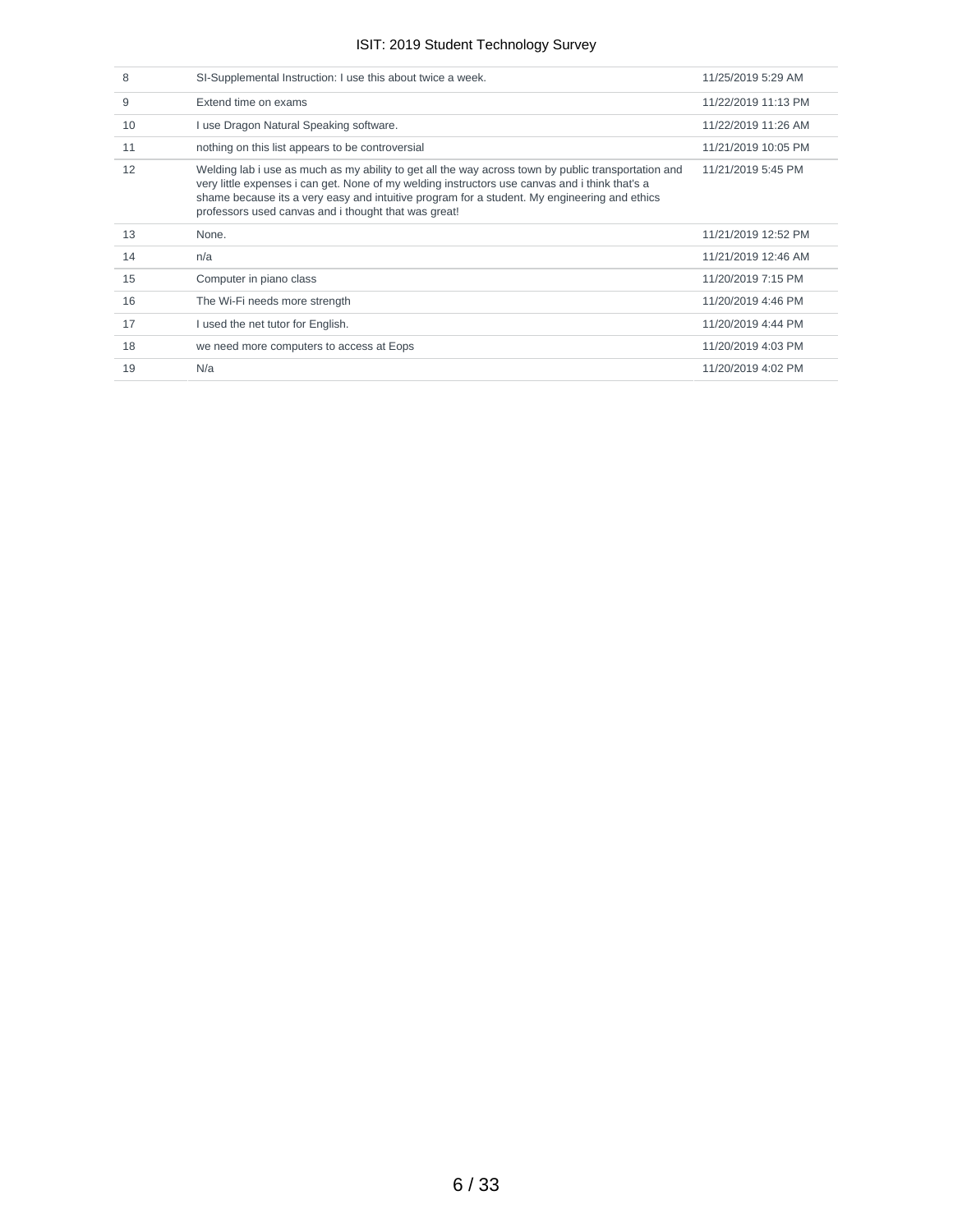| | | |
|---|---|---|
| 8 | SI-Supplemental Instruction: I use this about twice a week. | 11/25/2019 5:29 AM |
| 9 | Extend time on exams | 11/22/2019 11:13 PM |
| 10 | I use Dragon Natural Speaking software. | 11/22/2019 11:26 AM |
| 11 | nothing on this list appears to be controversial | 11/21/2019 10:05 PM |
| 12 | Welding lab i use as much as my ability to get all the way across town by public transportation and very little expenses i can get. None of my welding instructors use canvas and i think that's a shame because its a very easy and intuitive program for a student. My engineering and ethics professors used canvas and i thought that was great! | 11/21/2019 5:45 PM |
| 13 | None. | 11/21/2019 12:52 PM |
| 14 | n/a | 11/21/2019 12:46 AM |
| 15 | Computer in piano class | 11/20/2019 7:15 PM |
| 16 | The Wi-Fi needs more strength | 11/20/2019 4:46 PM |
| 17 | I used the net tutor for English. | 11/20/2019 4:44 PM |
| 18 | we need more computers to access at Eops | 11/20/2019 4:03 PM |
| 19 | N/a | 11/20/2019 4:02 PM |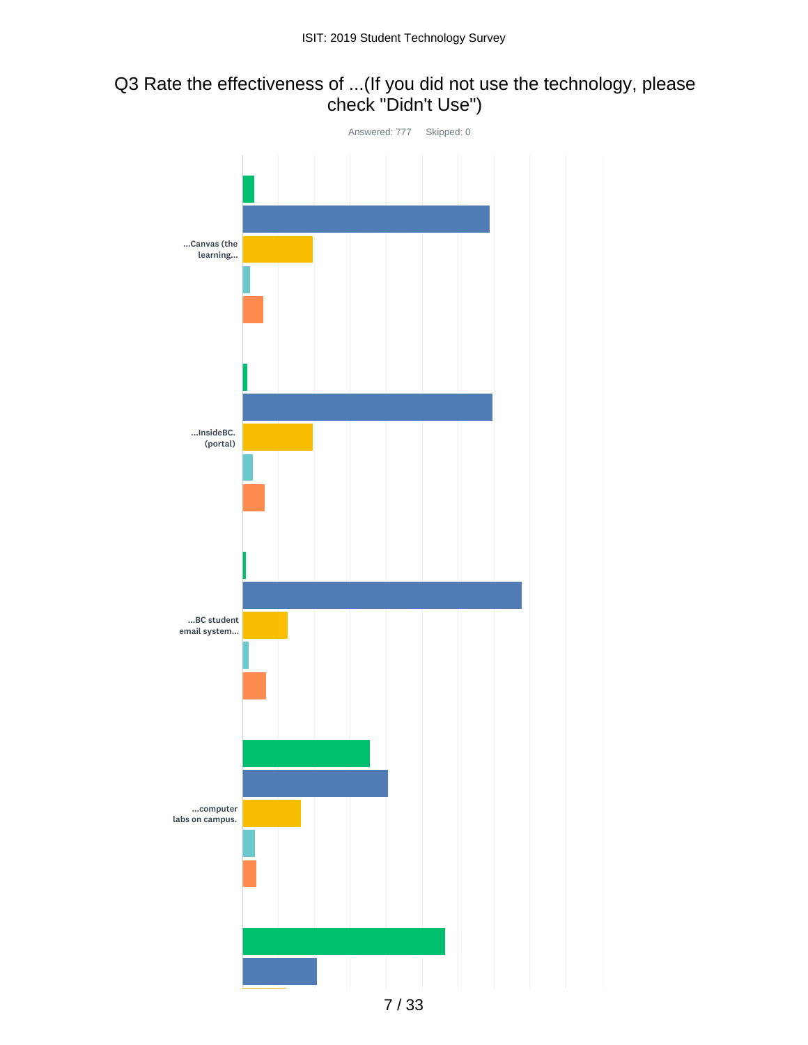# Q3 Rate the effectiveness of ...(If you did not use the technology, please check "Didn't Use")

Answered: 777    Skipped: 0

...Canvas (the learning...

...InsideBC. (portal)

...BC student email system...

...computer labs on campus.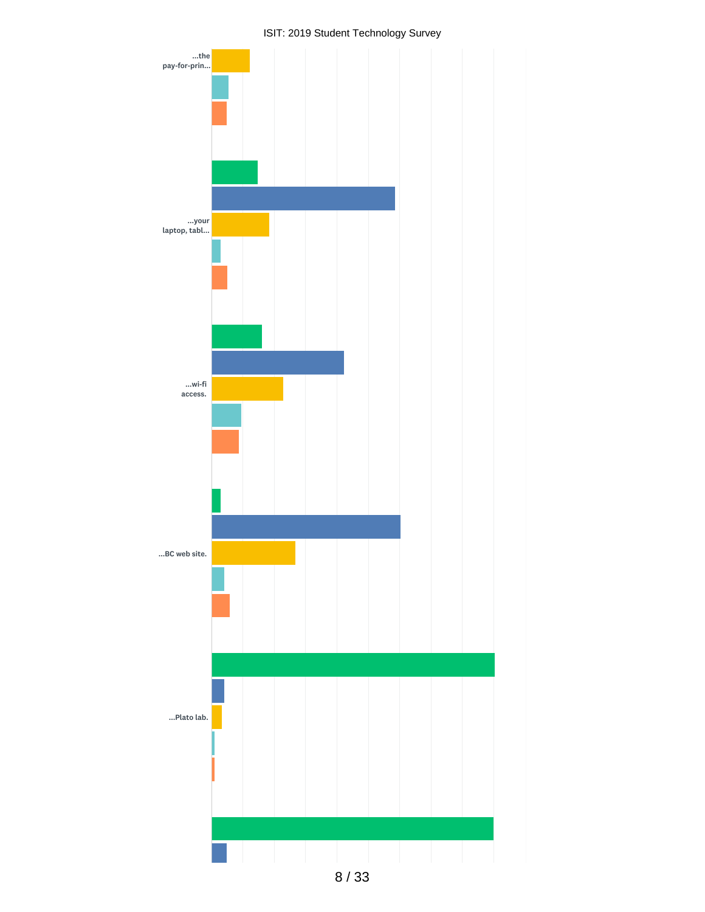...the pay-for-prin...

...your laptop, tabl...

...wi-fi access.

...BC web site.

...Plato lab.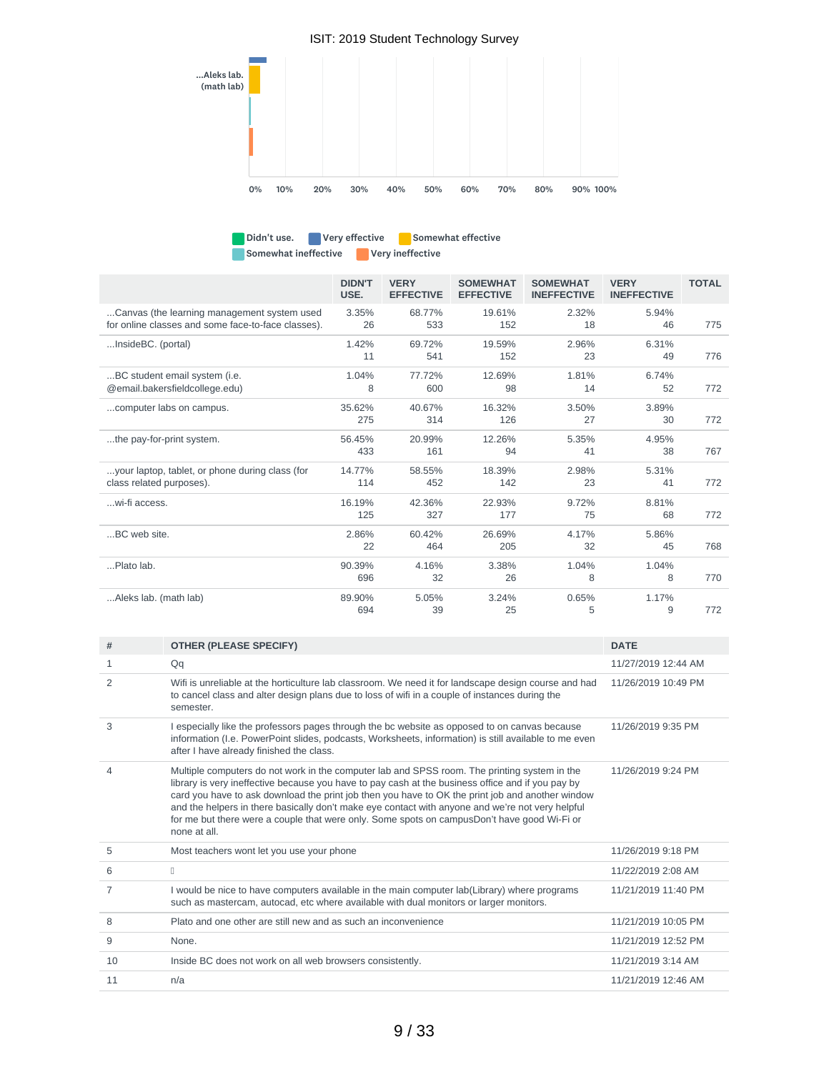ISIT: 2019 Student Technology Survey

...Aleks lab. (math lab)

0% 10% 20% 30% 40% 50% 60% 70% 80% 90% 100%

Didn't use. | Very effective | Somewhat effective | Somewhat ineffective | Very ineffective

| | DIDN'T USE. | VERY EFFECTIVE | SOMEWHAT EFFECTIVE | SOMEWHAT INEFFECTIVE | VERY INEFFECTIVE | TOTAL |
|---|---|---|---|---|---|---|
| ...Canvas (the learning management system used for online classes and some face-to-face classes). | 3.35% 26 | 68.77% 533 | 19.61% 152 | 2.32% 18 | 5.94% 46 | 775 |
| ...InsideBC. (portal) | 1.42% 11 | 69.72% 541 | 19.59% 152 | 2.96% 23 | 6.31% 49 | 776 |
| ...BC student email system (i.e. @email.bakersfieldcollege.edu) | 1.04% 8 | 77.72% 600 | 12.69% 98 | 1.81% 14 | 6.74% 52 | 772 |
| ...computer labs on campus. | 35.62% 275 | 40.67% 314 | 16.32% 126 | 3.50% 27 | 3.89% 30 | 772 |
| ...the pay-for-print system. | 56.45% 433 | 20.99% 161 | 12.26% 94 | 5.35% 41 | 4.95% 38 | 767 |
| ...your laptop, tablet, or phone during class (for class related purposes). | 14.77% 114 | 58.55% 452 | 18.39% 142 | 2.98% 23 | 5.31% 41 | 772 |
| ...wi-fi access. | 16.19% 125 | 42.36% 327 | 22.93% 177 | 9.72% 75 | 8.81% 68 | 772 |
| ...BC web site. | 2.86% 22 | 60.42% 464 | 26.69% 205 | 4.17% 32 | 5.86% 45 | 768 |
| ...Plato lab. | 90.39% 696 | 4.16% 32 | 3.38% 26 | 1.04% 8 | 1.04% 8 | 770 |
| ...Aleks lab. (math lab) | 89.90% 694 | 5.05% 39 | 3.24% 25 | 0.65% 5 | 1.17% 9 | 772 |

| # | OTHER (PLEASE SPECIFY) | DATE |
|---|---|---|
| 1 | Qq | 11/27/2019 12:44 AM |
| 2 | Wifi is unreliable at the horticulture lab classroom. We need it for landscape design course and had to cancel class and alter design plans due to loss of wifi in a couple of instances during the semester. | 11/26/2019 10:49 PM |
| 3 | I especially like the professors pages through the bc website as opposed to on canvas because information (I.e. PowerPoint slides, podcasts, Worksheets, information) is still available to me even after I have already finished the class. | 11/26/2019 9:35 PM |
| 4 | Multiple computers do not work in the computer lab and SPSS room. The printing system in the library is very ineffective because you have to pay cash at the business office and if you pay by card you have to ask download the print job then you have to OK the print job and another window and the helpers in there basically don't make eye contact with anyone and we're not very helpful for me but there were a couple that were only. Some spots on campusDon't have good Wi-Fi or none at all. | 11/26/2019 9:24 PM |
| 5 | Most teachers wont let you use your phone | 11/26/2019 9:18 PM |
| 6 |  | 11/22/2019 2:08 AM |
| 7 | I would be nice to have computers available in the main computer lab(Library) where programs such as mastercam, autocad, etc where available with dual monitors or larger monitors. | 11/21/2019 11:40 PM |
| 8 | Plato and one other are still new and as such an inconvenience | 11/21/2019 10:05 PM |
| 9 | None. | 11/21/2019 12:52 PM |
| 10 | Inside BC does not work on all web browsers consistently. | 11/21/2019 3:14 AM |
| 11 | n/a | 11/21/2019 12:46 AM |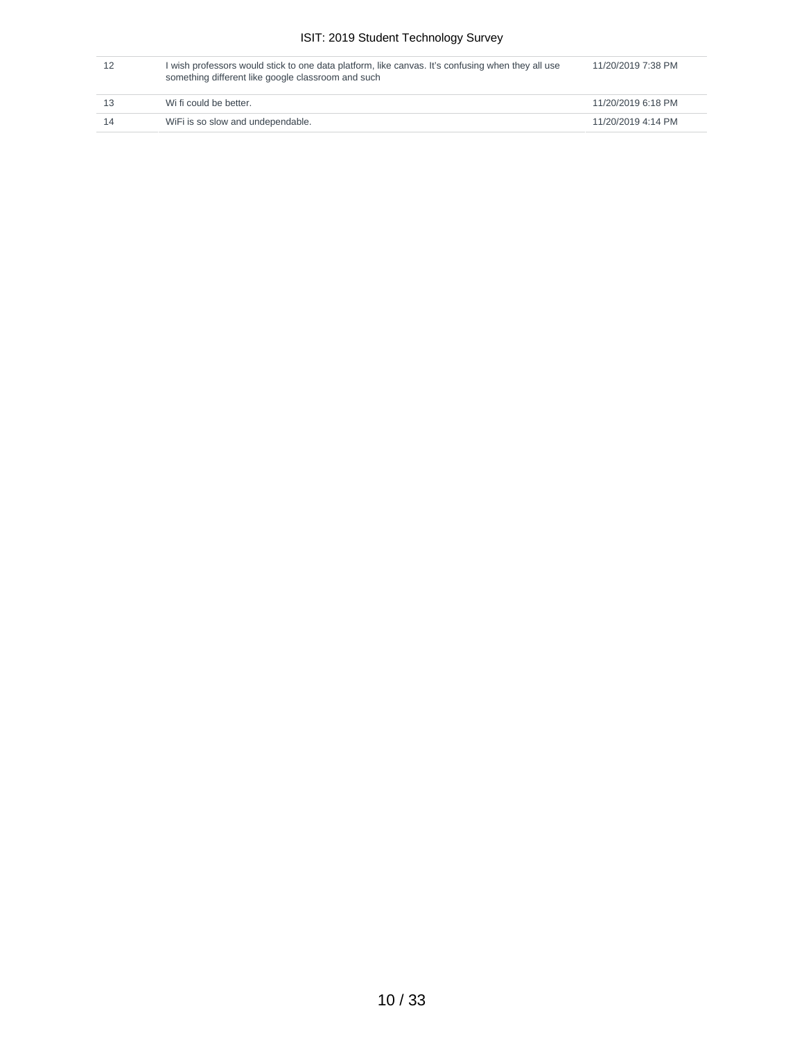| | | |
|---|---|---|
| 12 | I wish professors would stick to one data platform, like canvas. It's confusing when they all use something different like google classroom and such | 11/20/2019 7:38 PM |
| 13 | Wi fi could be better. | 11/20/2019 6:18 PM |
| 14 | WiFi is so slow and undependable. | 11/20/2019 4:14 PM |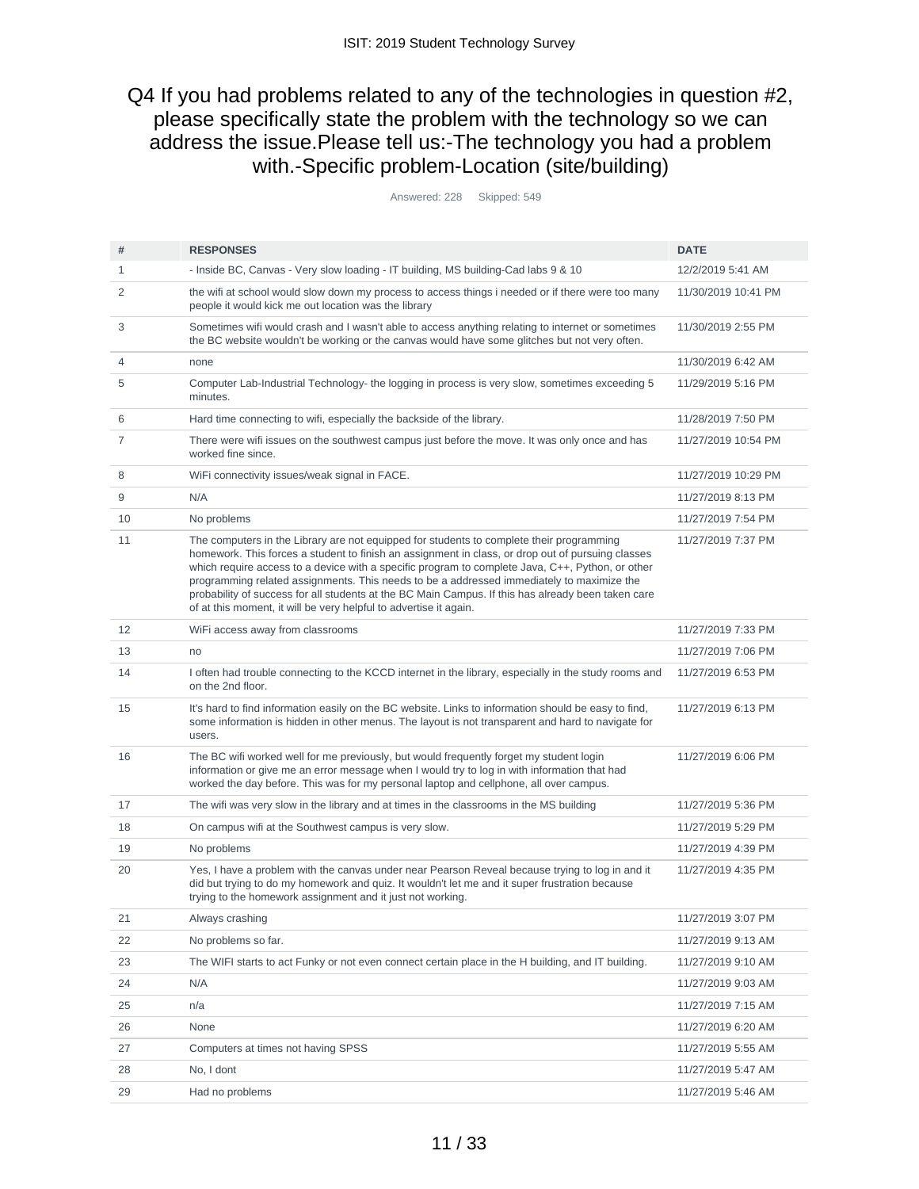# Q4 If you had problems related to any of the technologies in question #2, please specifically state the problem with the technology so we can address the issue.Please tell us:-The technology you had a problem with.-Specific problem-Location (site/building)

Answered: 228 Skipped: 549

| # | RESPONSES | DATE |
|---|---|---|
| 1 | - Inside BC, Canvas - Very slow loading - IT building, MS building-Cad labs 9 & 10 | 12/2/2019 5:41 AM |
| 2 | the wifi at school would slow down my process to access things i needed or if there were too many people it would kick me out location was the library | 11/30/2019 10:41 PM |
| 3 | Sometimes wifi would crash and I wasn't able to access anything relating to internet or sometimes the BC website wouldn't be working or the canvas would have some glitches but not very often. | 11/30/2019 2:55 PM |
| 4 | none | 11/30/2019 6:42 AM |
| 5 | Computer Lab-Industrial Technology- the logging in process is very slow, sometimes exceeding 5 minutes. | 11/29/2019 5:16 PM |
| 6 | Hard time connecting to wifi, especially the backside of the library. | 11/28/2019 7:50 PM |
| 7 | There were wifi issues on the southwest campus just before the move. It was only once and has worked fine since. | 11/27/2019 10:54 PM |
| 8 | WiFi connectivity issues/weak signal in FACE. | 11/27/2019 10:29 PM |
| 9 | N/A | 11/27/2019 8:13 PM |
| 10 | No problems | 11/27/2019 7:54 PM |
| 11 | The computers in the Library are not equipped for students to complete their programming homework. This forces a student to finish an assignment in class, or drop out of pursuing classes which require access to a device with a specific program to complete Java, C++, Python, or other programming related assignments. This needs to be a addressed immediately to maximize the probability of success for all students at the BC Main Campus. If this has already been taken care of at this moment, it will be very helpful to advertise it again. | 11/27/2019 7:37 PM |
| 12 | WiFi access away from classrooms | 11/27/2019 7:33 PM |
| 13 | no | 11/27/2019 7:06 PM |
| 14 | I often had trouble connecting to the KCCD internet in the library, especially in the study rooms and on the 2nd floor. | 11/27/2019 6:53 PM |
| 15 | It's hard to find information easily on the BC website. Links to information should be easy to find, some information is hidden in other menus. The layout is not transparent and hard to navigate for users. | 11/27/2019 6:13 PM |
| 16 | The BC wifi worked well for me previously, but would frequently forget my student login information or give me an error message when I would try to log in with information that had worked the day before. This was for my personal laptop and cellphone, all over campus. | 11/27/2019 6:06 PM |
| 17 | The wifi was very slow in the library and at times in the classrooms in the MS building | 11/27/2019 5:36 PM |
| 18 | On campus wifi at the Southwest campus is very slow. | 11/27/2019 5:29 PM |
| 19 | No problems | 11/27/2019 4:39 PM |
| 20 | Yes, I have a problem with the canvas under near Pearson Reveal because trying to log in and it did but trying to do my homework and quiz. It wouldn't let me and it super frustration because trying to the homework assignment and it just not working. | 11/27/2019 4:35 PM |
| 21 | Always crashing | 11/27/2019 3:07 PM |
| 22 | No problems so far. | 11/27/2019 9:13 AM |
| 23 | The WIFI starts to act Funky or not even connect certain place in the H building, and IT building. | 11/27/2019 9:10 AM |
| 24 | N/A | 11/27/2019 9:03 AM |
| 25 | n/a | 11/27/2019 7:15 AM |
| 26 | None | 11/27/2019 6:20 AM |
| 27 | Computers at times not having SPSS | 11/27/2019 5:55 AM |
| 28 | No, I dont | 11/27/2019 5:47 AM |
| 29 | Had no problems | 11/27/2019 5:46 AM |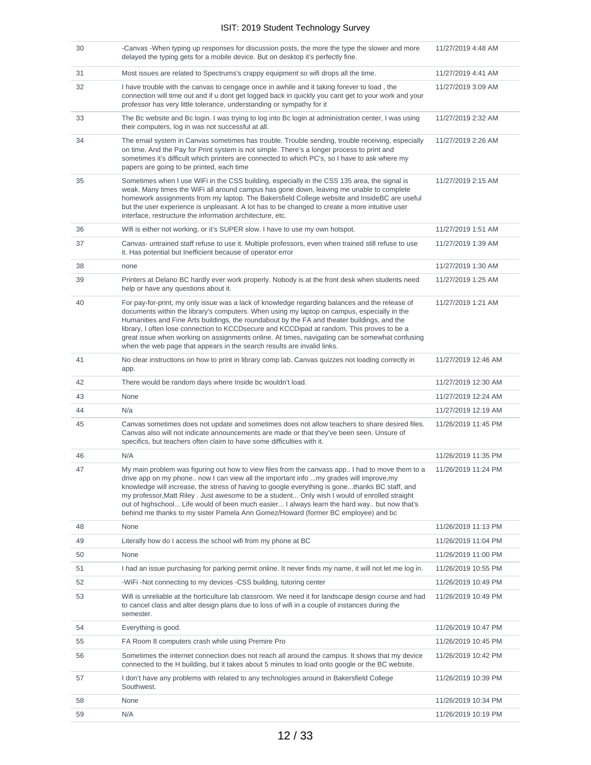| | | |
|---|---|---|
| 30 | -Canvas -When typing up responses for discussion posts, the more the type the slower and more delayed the typing gets for a mobile device. But on desktop it's perfectly fine. | 11/27/2019 4:48 AM |
| 31 | Most issues are related to Spectrums's crappy equipment so wifi drops all the time. | 11/27/2019 4:41 AM |
| 32 | I have trouble with the canvas to cengage once in awhile and it taking forever to load , the connection will time out and if u dont get logged back in quickly you cant get to your work and your professor has very little tolerance, understanding or sympathy for it | 11/27/2019 3:09 AM |
| 33 | The Bc website and Bc login. I was trying to log into Bc login at administration center, I was using their computers, log in was not successful at all. | 11/27/2019 2:32 AM |
| 34 | The email system in Canvas sometimes has trouble. Trouble sending, trouble receiving, especially on time. And the Pay for Print system is not simple. There's a longer process to print and sometimes it's difficult which printers are connected to which PC's, so I have to ask where my papers are going to be printed, each time | 11/27/2019 2:26 AM |
| 35 | Sometimes when I use WiFi in the CSS building, especially in the CSS 135 area, the signal is weak. Many times the WiFi all around campus has gone down, leaving me unable to complete homework assignments from my laptop. The Bakersfield College website and InsideBC are useful but the user experience is unpleasant. A lot has to be changed to create a more intuitive user interface, restructure the information architecture, etc. | 11/27/2019 2:15 AM |
| 36 | Wifi is either not working, or it's SUPER slow. I have to use my own hotspot. | 11/27/2019 1:51 AM |
| 37 | Canvas- untrained staff refuse to use it. Multiple professors, even when trained still refuse to use it. Has potential but Inefficient because of operator error | 11/27/2019 1:39 AM |
| 38 | none | 11/27/2019 1:30 AM |
| 39 | Printers at Delano BC hardly ever work properly. Nobody is at the front desk when students need help or have any questions about it. | 11/27/2019 1:25 AM |
| 40 | For pay-for-print, my only issue was a lack of knowledge regarding balances and the release of documents within the library's computers. When using my laptop on campus, especially in the Humanities and Fine Arts buildings, the roundabout by the FA and theater buildings, and the library, I often lose connection to KCCDsecure and KCCDipad at random. This proves to be a great issue when working on assignments online. At times, navigating can be somewhat confusing when the web page that appears in the search results are invalid links. | 11/27/2019 1:21 AM |
| 41 | No clear instructions on how to print in library comp lab. Canvas quizzes not loading correctly in app. | 11/27/2019 12:46 AM |
| 42 | There would be random days where Inside bc wouldn't load. | 11/27/2019 12:30 AM |
| 43 | None | 11/27/2019 12:24 AM |
| 44 | N/a | 11/27/2019 12:19 AM |
| 45 | Canvas sometimes does not update and sometimes does not allow teachers to share desired files. Canvas also will not indicate announcements are made or that they've been seen. Unsure of specifics, but teachers often claim to have some difficulties with it. | 11/26/2019 11:45 PM |
| 46 | N/A | 11/26/2019 11:35 PM |
| 47 | My main problem was figuring out how to view files from the canvass app.. I had to move them to a drive app on my phone.. now I can view all the important info ...my grades will improve,my knowledge will increase, the stress of having to google everything is gone...thanks BC staff, and my professor,Matt Riley . Just awesome to be a student... Only wish I would of enrolled straight out of highschool... Life would of been much easier... I always learn the hard way.. but now that's behind me thanks to my sister Pamela Ann Gomez/Howard (former BC employee) and bc | 11/26/2019 11:24 PM |
| 48 | None | 11/26/2019 11:13 PM |
| 49 | Literally how do I access the school wifi from my phone at BC | 11/26/2019 11:04 PM |
| 50 | None | 11/26/2019 11:00 PM |
| 51 | I had an issue purchasing for parking permit online. It never finds my name, it will not let me log in. | 11/26/2019 10:55 PM |
| 52 | -WiFi -Not connecting to my devices -CSS building, tutoring center | 11/26/2019 10:49 PM |
| 53 | Wifi is unreliable at the horticulture lab classroom. We need it for landscape design course and had to cancel class and alter design plans due to loss of wifi in a couple of instances during the semester. | 11/26/2019 10:49 PM |
| 54 | Everything is good. | 11/26/2019 10:47 PM |
| 55 | FA Room 8 computers crash while using Premire Pro | 11/26/2019 10:45 PM |
| 56 | Sometimes the internet connection does not reach all around the campus. It shows that my device connected to the H building, but it takes about 5 minutes to load onto google or the BC website. | 11/26/2019 10:42 PM |
| 57 | I don't have any problems with related to any technologies around in Bakersfield College Southwest. | 11/26/2019 10:39 PM |
| 58 | None | 11/26/2019 10:34 PM |
| 59 | N/A | 11/26/2019 10:19 PM |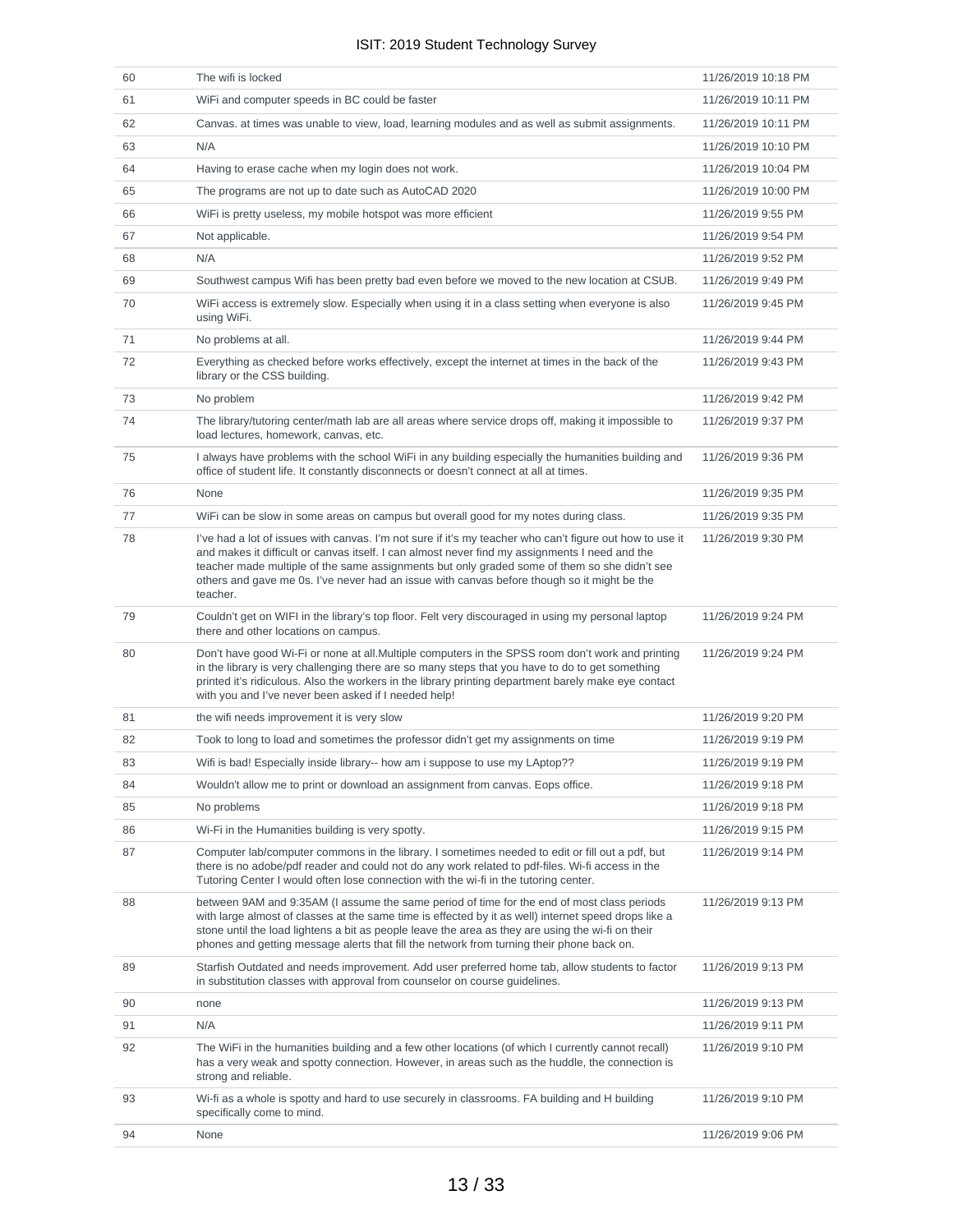| | | |
|---|---|---|
| 60 | The wifi is locked | 11/26/2019 10:18 PM |
| 61 | WiFi and computer speeds in BC could be faster | 11/26/2019 10:11 PM |
| 62 | Canvas. at times was unable to view, load, learning modules and as well as submit assignments. | 11/26/2019 10:11 PM |
| 63 | N/A | 11/26/2019 10:10 PM |
| 64 | Having to erase cache when my login does not work. | 11/26/2019 10:04 PM |
| 65 | The programs are not up to date such as AutoCAD 2020 | 11/26/2019 10:00 PM |
| 66 | WiFi is pretty useless, my mobile hotspot was more efficient | 11/26/2019 9:55 PM |
| 67 | Not applicable. | 11/26/2019 9:54 PM |
| 68 | N/A | 11/26/2019 9:52 PM |
| 69 | Southwest campus Wifi has been pretty bad even before we moved to the new location at CSUB. | 11/26/2019 9:49 PM |
| 70 | WiFi access is extremely slow. Especially when using it in a class setting when everyone is also using WiFi. | 11/26/2019 9:45 PM |
| 71 | No problems at all. | 11/26/2019 9:44 PM |
| 72 | Everything as checked before works effectively, except the internet at times in the back of the library or the CSS building. | 11/26/2019 9:43 PM |
| 73 | No problem | 11/26/2019 9:42 PM |
| 74 | The library/tutoring center/math lab are all areas where service drops off, making it impossible to load lectures, homework, canvas, etc. | 11/26/2019 9:37 PM |
| 75 | I always have problems with the school WiFi in any building especially the humanities building and office of student life. It constantly disconnects or doesn't connect at all at times. | 11/26/2019 9:36 PM |
| 76 | None | 11/26/2019 9:35 PM |
| 77 | WiFi can be slow in some areas on campus but overall good for my notes during class. | 11/26/2019 9:35 PM |
| 78 | I've had a lot of issues with canvas. I'm not sure if it's my teacher who can't figure out how to use it and makes it difficult or canvas itself. I can almost never find my assignments I need and the teacher made multiple of the same assignments but only graded some of them so she didn't see others and gave me 0s. I've never had an issue with canvas before though so it might be the teacher. | 11/26/2019 9:30 PM |
| 79 | Couldn't get on WIFI in the library's top floor. Felt very discouraged in using my personal laptop there and other locations on campus. | 11/26/2019 9:24 PM |
| 80 | Don't have good Wi-Fi or none at all.Multiple computers in the SPSS room don't work and printing in the library is very challenging there are so many steps that you have to do to get something printed it's ridiculous. Also the workers in the library printing department barely make eye contact with you and I've never been asked if I needed help! | 11/26/2019 9:24 PM |
| 81 | the wifi needs improvement it is very slow | 11/26/2019 9:20 PM |
| 82 | Took to long to load and sometimes the professor didn't get my assignments on time | 11/26/2019 9:19 PM |
| 83 | Wifi is bad! Especially inside library-- how am i suppose to use my LAptop?? | 11/26/2019 9:19 PM |
| 84 | Wouldn't allow me to print or download an assignment from canvas. Eops office. | 11/26/2019 9:18 PM |
| 85 | No problems | 11/26/2019 9:18 PM |
| 86 | Wi-Fi in the Humanities building is very spotty. | 11/26/2019 9:15 PM |
| 87 | Computer lab/computer commons in the library. I sometimes needed to edit or fill out a pdf, but there is no adobe/pdf reader and could not do any work related to pdf-files. Wi-fi access in the Tutoring Center I would often lose connection with the wi-fi in the tutoring center. | 11/26/2019 9:14 PM |
| 88 | between 9AM and 9:35AM (I assume the same period of time for the end of most class periods with large almost of classes at the same time is effected by it as well) internet speed drops like a stone until the load lightens a bit as people leave the area as they are using the wi-fi on their phones and getting message alerts that fill the network from turning their phone back on. | 11/26/2019 9:13 PM |
| 89 | Starfish Outdated and needs improvement. Add user preferred home tab, allow students to factor in substitution classes with approval from counselor on course guidelines. | 11/26/2019 9:13 PM |
| 90 | none | 11/26/2019 9:13 PM |
| 91 | N/A | 11/26/2019 9:11 PM |
| 92 | The WiFi in the humanities building and a few other locations (of which I currently cannot recall) has a very weak and spotty connection. However, in areas such as the huddle, the connection is strong and reliable. | 11/26/2019 9:10 PM |
| 93 | Wi-fi as a whole is spotty and hard to use securely in classrooms. FA building and H building specifically come to mind. | 11/26/2019 9:10 PM |
| 94 | None | 11/26/2019 9:06 PM |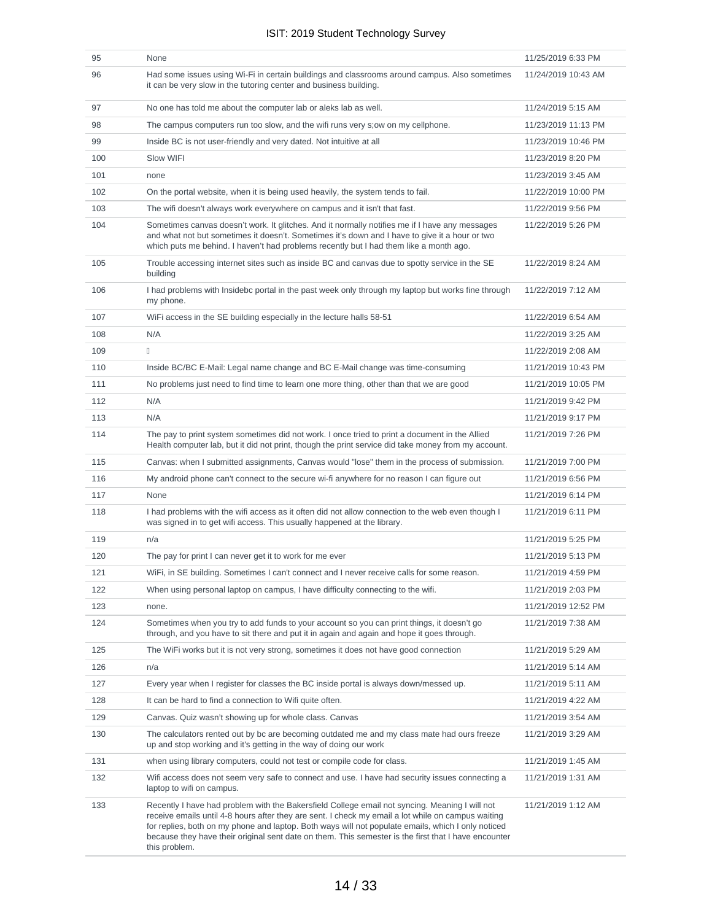| | | |
|---|---|---|
| 95 | None | 11/25/2019 6:33 PM |
| 96 | Had some issues using Wi-Fi in certain buildings and classrooms around campus. Also sometimes it can be very slow in the tutoring center and business building. | 11/24/2019 10:43 AM |
| 97 | No one has told me about the computer lab or aleks lab as well. | 11/24/2019 5:15 AM |
| 98 | The campus computers run too slow, and the wifi runs very s;ow on my cellphone. | 11/23/2019 11:13 PM |
| 99 | Inside BC is not user-friendly and very dated. Not intuitive at all | 11/23/2019 10:46 PM |
| 100 | Slow WIFI | 11/23/2019 8:20 PM |
| 101 | none | 11/23/2019 3:45 AM |
| 102 | On the portal website, when it is being used heavily, the system tends to fail. | 11/22/2019 10:00 PM |
| 103 | The wifi doesn't always work everywhere on campus and it isn't that fast. | 11/22/2019 9:56 PM |
| 104 | Sometimes canvas doesn't work. It glitches. And it normally notifies me if I have any messages and what not but sometimes it doesn't. Sometimes it's down and I have to give it a hour or two which puts me behind. I haven't had problems recently but I had them like a month ago. | 11/22/2019 5:26 PM |
| 105 | Trouble accessing internet sites such as inside BC and canvas due to spotty service in the SE building | 11/22/2019 8:24 AM |
| 106 | I had problems with Insidebc portal in the past week only through my laptop but works fine through my phone. | 11/22/2019 7:12 AM |
| 107 | WiFi access in the SE building especially in the lecture halls 58-51 | 11/22/2019 6:54 AM |
| 108 | N/A | 11/22/2019 3:25 AM |
| 109 |  | 11/22/2019 2:08 AM |
| 110 | Inside BC/BC E-Mail: Legal name change and BC E-Mail change was time-consuming | 11/21/2019 10:43 PM |
| 111 | No problems just need to find time to learn one more thing, other than that we are good | 11/21/2019 10:05 PM |
| 112 | N/A | 11/21/2019 9:42 PM |
| 113 | N/A | 11/21/2019 9:17 PM |
| 114 | The pay to print system sometimes did not work. I once tried to print a document in the Allied Health computer lab, but it did not print, though the print service did take money from my account. | 11/21/2019 7:26 PM |
| 115 | Canvas: when I submitted assignments, Canvas would "lose" them in the process of submission. | 11/21/2019 7:00 PM |
| 116 | My android phone can't connect to the secure wi-fi anywhere for no reason I can figure out | 11/21/2019 6:56 PM |
| 117 | None | 11/21/2019 6:14 PM |
| 118 | I had problems with the wifi access as it often did not allow connection to the web even though I was signed in to get wifi access. This usually happened at the library. | 11/21/2019 6:11 PM |
| 119 | n/a | 11/21/2019 5:25 PM |
| 120 | The pay for print I can never get it to work for me ever | 11/21/2019 5:13 PM |
| 121 | WiFi, in SE building. Sometimes I can't connect and I never receive calls for some reason. | 11/21/2019 4:59 PM |
| 122 | When using personal laptop on campus, I have difficulty connecting to the wifi. | 11/21/2019 2:03 PM |
| 123 | none. | 11/21/2019 12:52 PM |
| 124 | Sometimes when you try to add funds to your account so you can print things, it doesn't go through, and you have to sit there and put it in again and again and hope it goes through. | 11/21/2019 7:38 AM |
| 125 | The WiFi works but it is not very strong, sometimes it does not have good connection | 11/21/2019 5:29 AM |
| 126 | n/a | 11/21/2019 5:14 AM |
| 127 | Every year when I register for classes the BC inside portal is always down/messed up. | 11/21/2019 5:11 AM |
| 128 | It can be hard to find a connection to Wifi quite often. | 11/21/2019 4:22 AM |
| 129 | Canvas. Quiz wasn't showing up for whole class. Canvas | 11/21/2019 3:54 AM |
| 130 | The calculators rented out by bc are becoming outdated me and my class mate had ours freeze up and stop working and it's getting in the way of doing our work | 11/21/2019 3:29 AM |
| 131 | when using library computers, could not test or compile code for class. | 11/21/2019 1:45 AM |
| 132 | Wifi access does not seem very safe to connect and use. I have had security issues connecting a laptop to wifi on campus. | 11/21/2019 1:31 AM |
| 133 | Recently I have had problem with the Bakersfield College email not syncing. Meaning I will not receive emails until 4-8 hours after they are sent. I check my email a lot while on campus waiting for replies, both on my phone and laptop. Both ways will not populate emails, which I only noticed because they have their original sent date on them. This semester is the first that I have encounter this problem. | 11/21/2019 1:12 AM |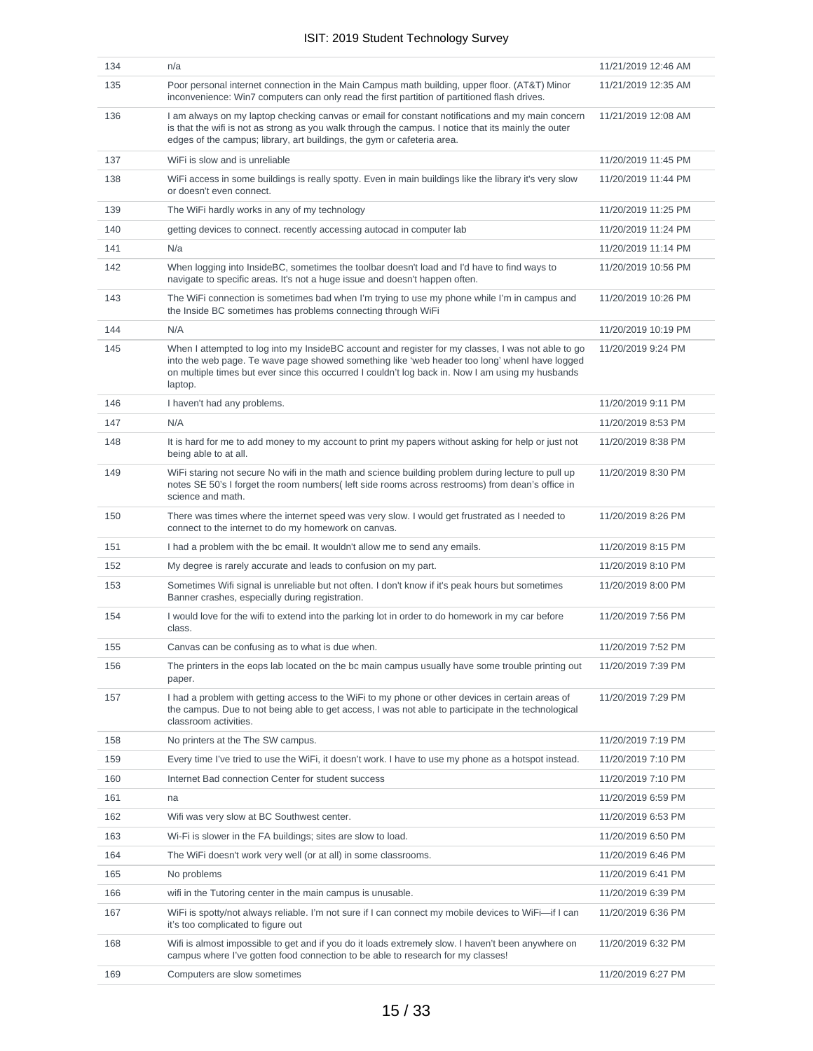| 134 | n/a | 11/21/2019 12:46 AM |
|---|---|---|
| 135 | Poor personal internet connection in the Main Campus math building, upper floor. (AT&T) Minor inconvenience: Win7 computers can only read the first partition of partitioned flash drives. | 11/21/2019 12:35 AM |
| 136 | I am always on my laptop checking canvas or email for constant notifications and my main concern is that the wifi is not as strong as you walk through the campus. I notice that its mainly the outer edges of the campus; library, art buildings, the gym or cafeteria area. | 11/21/2019 12:08 AM |
| 137 | WiFi is slow and is unreliable | 11/20/2019 11:45 PM |
| 138 | WiFi access in some buildings is really spotty. Even in main buildings like the library it's very slow or doesn't even connect. | 11/20/2019 11:44 PM |
| 139 | The WiFi hardly works in any of my technology | 11/20/2019 11:25 PM |
| 140 | getting devices to connect. recently accessing autocad in computer lab | 11/20/2019 11:24 PM |
| 141 | N/a | 11/20/2019 11:14 PM |
| 142 | When logging into InsideBC, sometimes the toolbar doesn't load and I'd have to find ways to navigate to specific areas. It's not a huge issue and doesn't happen often. | 11/20/2019 10:56 PM |
| 143 | The WiFi connection is sometimes bad when I'm trying to use my phone while I'm in campus and the Inside BC sometimes has problems connecting through WiFi | 11/20/2019 10:26 PM |
| 144 | N/A | 11/20/2019 10:19 PM |
| 145 | When I attempted to log into my InsideBC account and register for my classes, I was not able to go into the web page. Te wave page showed something like 'web header too long' whenI have logged on multiple times but ever since this occurred I couldn't log back in. Now I am using my husbands laptop. | 11/20/2019 9:24 PM |
| 146 | I haven't had any problems. | 11/20/2019 9:11 PM |
| 147 | N/A | 11/20/2019 8:53 PM |
| 148 | It is hard for me to add money to my account to print my papers without asking for help or just not being able to at all. | 11/20/2019 8:38 PM |
| 149 | WiFi staring not secure No wifi in the math and science building problem during lecture to pull up notes SE 50's I forget the room numbers( left side rooms across restrooms) from dean's office in science and math. | 11/20/2019 8:30 PM |
| 150 | There was times where the internet speed was very slow. I would get frustrated as I needed to connect to the internet to do my homework on canvas. | 11/20/2019 8:26 PM |
| 151 | I had a problem with the bc email. It wouldn't allow me to send any emails. | 11/20/2019 8:15 PM |
| 152 | My degree is rarely accurate and leads to confusion on my part. | 11/20/2019 8:10 PM |
| 153 | Sometimes Wifi signal is unreliable but not often. I don't know if it's peak hours but sometimes Banner crashes, especially during registration. | 11/20/2019 8:00 PM |
| 154 | I would love for the wifi to extend into the parking lot in order to do homework in my car before class. | 11/20/2019 7:56 PM |
| 155 | Canvas can be confusing as to what is due when. | 11/20/2019 7:52 PM |
| 156 | The printers in the eops lab located on the bc main campus usually have some trouble printing out paper. | 11/20/2019 7:39 PM |
| 157 | I had a problem with getting access to the WiFi to my phone or other devices in certain areas of the campus. Due to not being able to get access, I was not able to participate in the technological classroom activities. | 11/20/2019 7:29 PM |
| 158 | No printers at the The SW campus. | 11/20/2019 7:19 PM |
| 159 | Every time I've tried to use the WiFi, it doesn't work. I have to use my phone as a hotspot instead. | 11/20/2019 7:10 PM |
| 160 | Internet Bad connection Center for student success | 11/20/2019 7:10 PM |
| 161 | na | 11/20/2019 6:59 PM |
| 162 | Wifi was very slow at BC Southwest center. | 11/20/2019 6:53 PM |
| 163 | Wi-Fi is slower in the FA buildings; sites are slow to load. | 11/20/2019 6:50 PM |
| 164 | The WiFi doesn't work very well (or at all) in some classrooms. | 11/20/2019 6:46 PM |
| 165 | No problems | 11/20/2019 6:41 PM |
| 166 | wifi in the Tutoring center in the main campus is unusable. | 11/20/2019 6:39 PM |
| 167 | WiFi is spotty/not always reliable. I'm not sure if I can connect my mobile devices to WiFi—if I can it's too complicated to figure out | 11/20/2019 6:36 PM |
| 168 | Wifi is almost impossible to get and if you do it loads extremely slow. I haven't been anywhere on campus where I've gotten food connection to be able to research for my classes! | 11/20/2019 6:32 PM |
| 169 | Computers are slow sometimes | 11/20/2019 6:27 PM |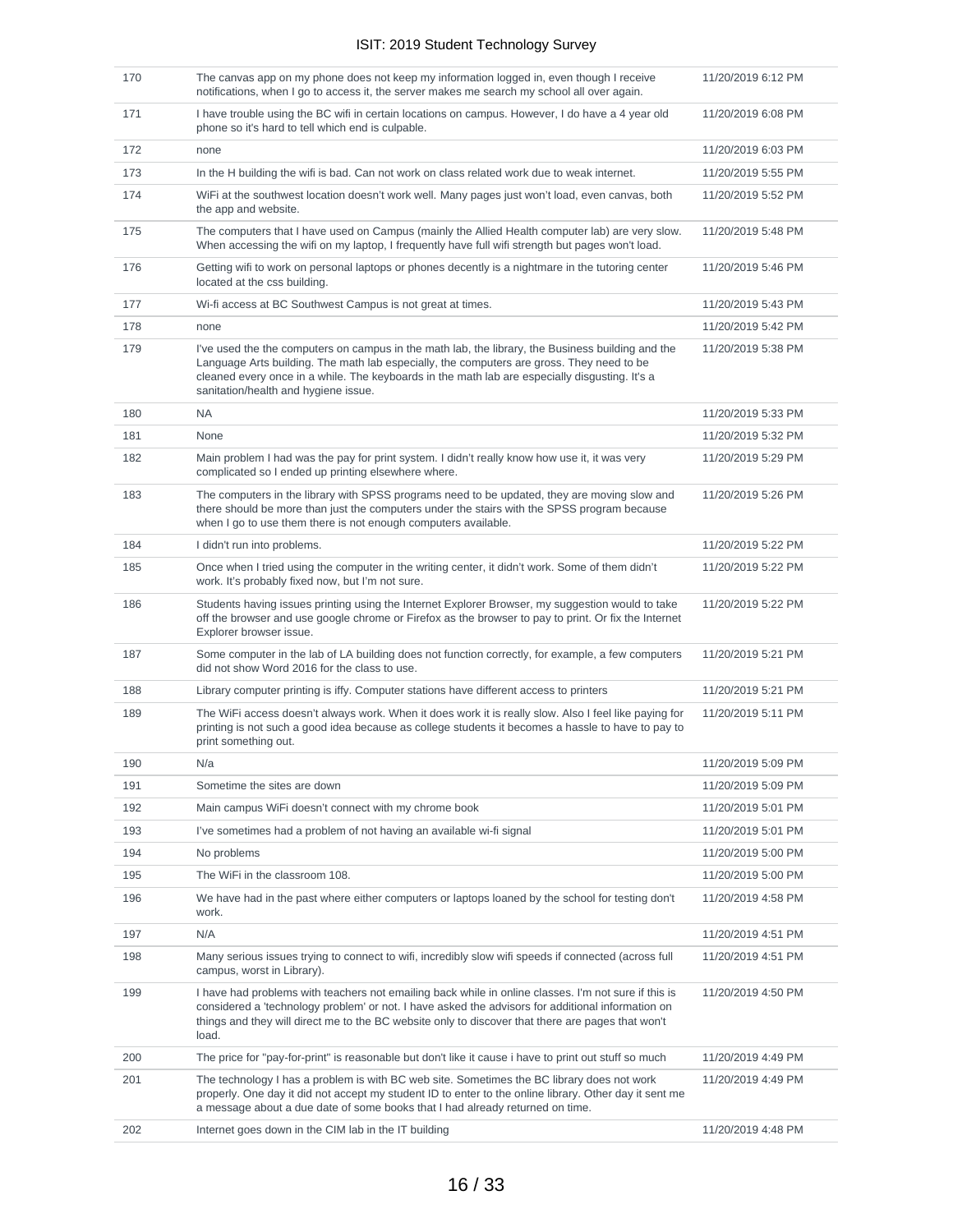| | | |
|---|---|---|
| 170 | The canvas app on my phone does not keep my information logged in, even though I receive notifications, when I go to access it, the server makes me search my school all over again. | 11/20/2019 6:12 PM |
| 171 | I have trouble using the BC wifi in certain locations on campus. However, I do have a 4 year old phone so it's hard to tell which end is culpable. | 11/20/2019 6:08 PM |
| 172 | none | 11/20/2019 6:03 PM |
| 173 | In the H building the wifi is bad. Can not work on class related work due to weak internet. | 11/20/2019 5:55 PM |
| 174 | WiFi at the southwest location doesn't work well. Many pages just won't load, even canvas, both the app and website. | 11/20/2019 5:52 PM |
| 175 | The computers that I have used on Campus (mainly the Allied Health computer lab) are very slow. When accessing the wifi on my laptop, I frequently have full wifi strength but pages won't load. | 11/20/2019 5:48 PM |
| 176 | Getting wifi to work on personal laptops or phones decently is a nightmare in the tutoring center located at the css building. | 11/20/2019 5:46 PM |
| 177 | Wi-fi access at BC Southwest Campus is not great at times. | 11/20/2019 5:43 PM |
| 178 | none | 11/20/2019 5:42 PM |
| 179 | I've used the the computers on campus in the math lab, the library, the Business building and the Language Arts building. The math lab especially, the computers are gross. They need to be cleaned every once in a while. The keyboards in the math lab are especially disgusting. It's a sanitation/health and hygiene issue. | 11/20/2019 5:38 PM |
| 180 | NA | 11/20/2019 5:33 PM |
| 181 | None | 11/20/2019 5:32 PM |
| 182 | Main problem I had was the pay for print system. I didn't really know how use it, it was very complicated so I ended up printing elsewhere where. | 11/20/2019 5:29 PM |
| 183 | The computers in the library with SPSS programs need to be updated, they are moving slow and there should be more than just the computers under the stairs with the SPSS program because when I go to use them there is not enough computers available. | 11/20/2019 5:26 PM |
| 184 | I didn't run into problems. | 11/20/2019 5:22 PM |
| 185 | Once when I tried using the computer in the writing center, it didn't work. Some of them didn't work. It's probably fixed now, but I'm not sure. | 11/20/2019 5:22 PM |
| 186 | Students having issues printing using the Internet Explorer Browser, my suggestion would to take off the browser and use google chrome or Firefox as the browser to pay to print. Or fix the Internet Explorer browser issue. | 11/20/2019 5:22 PM |
| 187 | Some computer in the lab of LA building does not function correctly, for example, a few computers did not show Word 2016 for the class to use. | 11/20/2019 5:21 PM |
| 188 | Library computer printing is iffy. Computer stations have different access to printers | 11/20/2019 5:21 PM |
| 189 | The WiFi access doesn't always work. When it does work it is really slow. Also I feel like paying for printing is not such a good idea because as college students it becomes a hassle to have to pay to print something out. | 11/20/2019 5:11 PM |
| 190 | N/a | 11/20/2019 5:09 PM |
| 191 | Sometime the sites are down | 11/20/2019 5:09 PM |
| 192 | Main campus WiFi doesn't connect with my chrome book | 11/20/2019 5:01 PM |
| 193 | I've sometimes had a problem of not having an available wi-fi signal | 11/20/2019 5:01 PM |
| 194 | No problems | 11/20/2019 5:00 PM |
| 195 | The WiFi in the classroom 108. | 11/20/2019 5:00 PM |
| 196 | We have had in the past where either computers or laptops loaned by the school for testing don't work. | 11/20/2019 4:58 PM |
| 197 | N/A | 11/20/2019 4:51 PM |
| 198 | Many serious issues trying to connect to wifi, incredibly slow wifi speeds if connected (across full campus, worst in Library). | 11/20/2019 4:51 PM |
| 199 | I have had problems with teachers not emailing back while in online classes. I'm not sure if this is considered a 'technology problem' or not. I have asked the advisors for additional information on things and they will direct me to the BC website only to discover that there are pages that won't load. | 11/20/2019 4:50 PM |
| 200 | The price for "pay-for-print" is reasonable but don't like it cause i have to print out stuff so much | 11/20/2019 4:49 PM |
| 201 | The technology I has a problem is with BC web site. Sometimes the BC library does not work properly. One day it did not accept my student ID to enter to the online library. Other day it sent me a message about a due date of some books that I had already returned on time. | 11/20/2019 4:49 PM |
| 202 | Internet goes down in the CIM lab in the IT building | 11/20/2019 4:48 PM |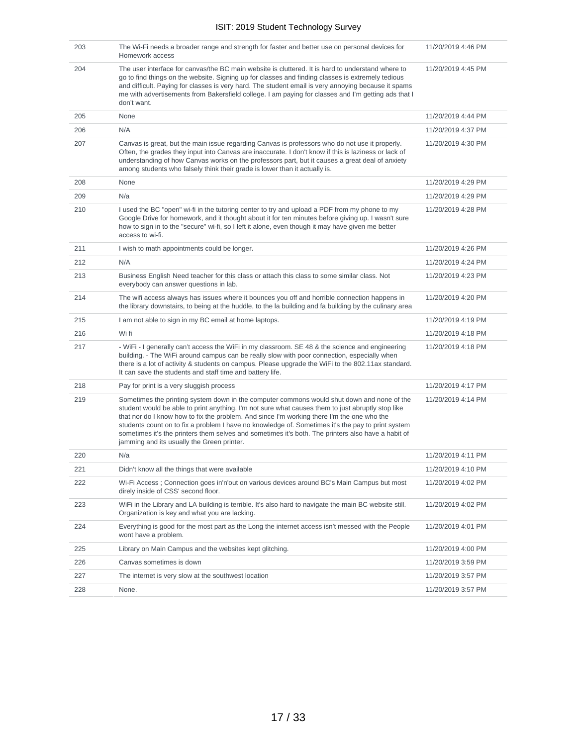| | | |
|---|---|---|
| 203 | The Wi-Fi needs a broader range and strength for faster and better use on personal devices for Homework access | 11/20/2019 4:46 PM |
| 204 | The user interface for canvas/the BC main website is cluttered. It is hard to understand where to go to find things on the website. Signing up for classes and finding classes is extremely tedious and difficult. Paying for classes is very hard. The student email is very annoying because it spams me with advertisements from Bakersfield college. I am paying for classes and I'm getting ads that I don't want. | 11/20/2019 4:45 PM |
| 205 | None | 11/20/2019 4:44 PM |
| 206 | N/A | 11/20/2019 4:37 PM |
| 207 | Canvas is great, but the main issue regarding Canvas is professors who do not use it properly. Often, the grades they input into Canvas are inaccurate. I don't know if this is laziness or lack of understanding of how Canvas works on the professors part, but it causes a great deal of anxiety among students who falsely think their grade is lower than it actually is. | 11/20/2019 4:30 PM |
| 208 | None | 11/20/2019 4:29 PM |
| 209 | N/a | 11/20/2019 4:29 PM |
| 210 | I used the BC "open" wi-fi in the tutoring center to try and upload a PDF from my phone to my Google Drive for homework, and it thought about it for ten minutes before giving up. I wasn't sure how to sign in to the "secure" wi-fi, so I left it alone, even though it may have given me better access to wi-fi. | 11/20/2019 4:28 PM |
| 211 | I wish to math appointments could be longer. | 11/20/2019 4:26 PM |
| 212 | N/A | 11/20/2019 4:24 PM |
| 213 | Business English Need teacher for this class or attach this class to some similar class. Not everybody can answer questions in lab. | 11/20/2019 4:23 PM |
| 214 | The wifi access always has issues where it bounces you off and horrible connection happens in the library downstairs, to being at the huddle, to the la building and fa building by the culinary area | 11/20/2019 4:20 PM |
| 215 | I am not able to sign in my BC email at home laptops. | 11/20/2019 4:19 PM |
| 216 | Wi fi | 11/20/2019 4:18 PM |
| 217 | - WiFi - I generally can't access the WiFi in my classroom. SE 48 & the science and engineering building. - The WiFi around campus can be really slow with poor connection, especially when there is a lot of activity & students on campus. Please upgrade the WiFi to the 802.11ax standard. It can save the students and staff time and battery life. | 11/20/2019 4:18 PM |
| 218 | Pay for print is a very sluggish process | 11/20/2019 4:17 PM |
| 219 | Sometimes the printing system down in the computer commons would shut down and none of the student would be able to print anything. I'm not sure what causes them to just abruptly stop like that nor do I know how to fix the problem. And since I'm working there I'm the one who the students count on to fix a problem I have no knowledge of. Sometimes it's the pay to print system sometimes it's the printers them selves and sometimes it's both. The printers also have a habit of jamming and its usually the Green printer. | 11/20/2019 4:14 PM |
| 220 | N/a | 11/20/2019 4:11 PM |
| 221 | Didn't know all the things that were available | 11/20/2019 4:10 PM |
| 222 | Wi-Fi Access ; Connection goes in'n'out on various devices around BC's Main Campus but most direly inside of CSS' second floor. | 11/20/2019 4:02 PM |
| 223 | WiFi in the Library and LA building is terrible. It's also hard to navigate the main BC website still. Organization is key and what you are lacking. | 11/20/2019 4:02 PM |
| 224 | Everything is good for the most part as the Long the internet access isn't messed with the People wont have a problem. | 11/20/2019 4:01 PM |
| 225 | Library on Main Campus and the websites kept glitching. | 11/20/2019 4:00 PM |
| 226 | Canvas sometimes is down | 11/20/2019 3:59 PM |
| 227 | The internet is very slow at the southwest location | 11/20/2019 3:57 PM |
| 228 | None. | 11/20/2019 3:57 PM |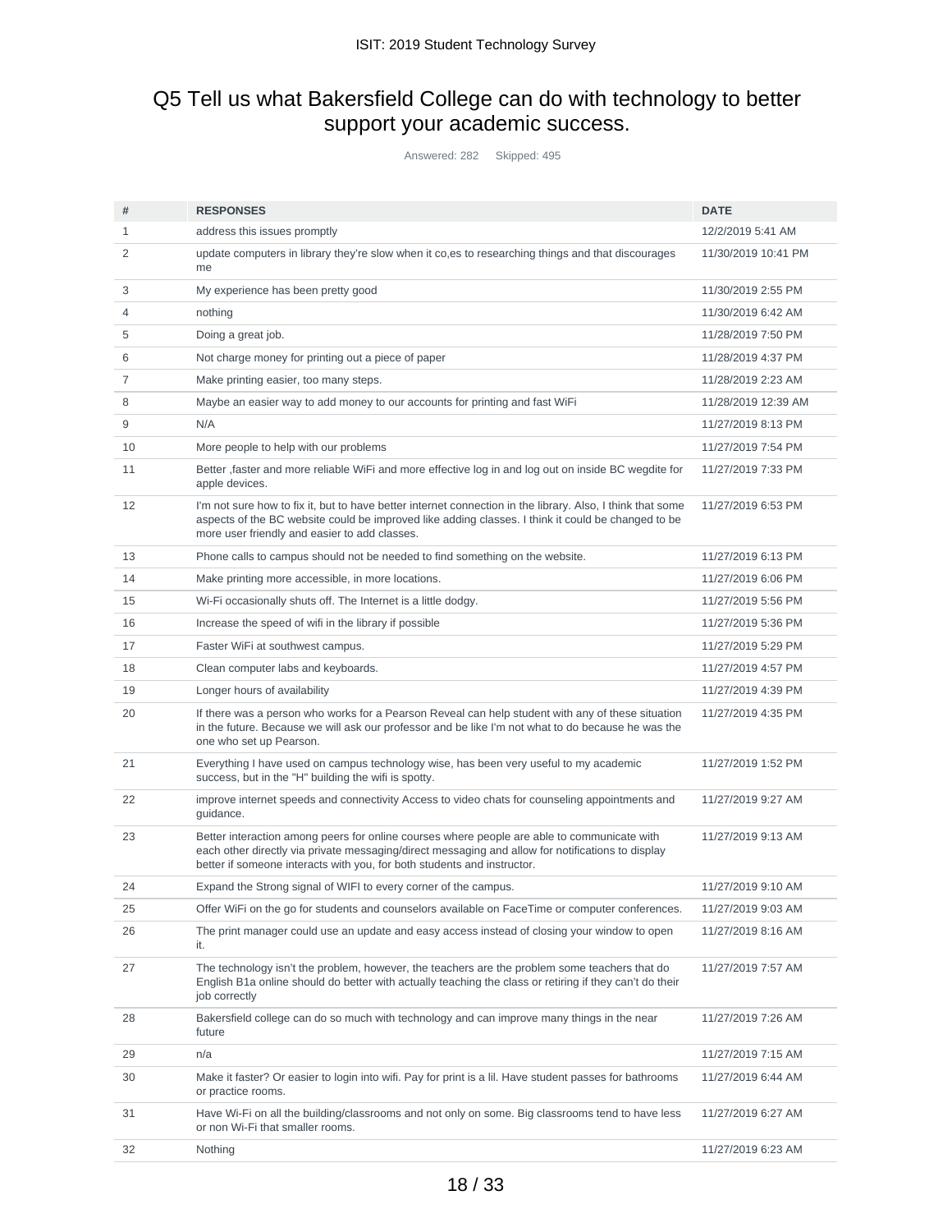# Q5 Tell us what Bakersfield College can do with technology to better support your academic success.

Answered: 282 Skipped: 495

| # | RESPONSES | DATE |
|---|---|---|
| 1 | address this issues promptly | 12/2/2019 5:41 AM |
| 2 | update computers in library they're slow when it co,es to researching things and that discourages me | 11/30/2019 10:41 PM |
| 3 | My experience has been pretty good | 11/30/2019 2:55 PM |
| 4 | nothing | 11/30/2019 6:42 AM |
| 5 | Doing a great job. | 11/28/2019 7:50 PM |
| 6 | Not charge money for printing out a piece of paper | 11/28/2019 4:37 PM |
| 7 | Make printing easier, too many steps. | 11/28/2019 2:23 AM |
| 8 | Maybe an easier way to add money to our accounts for printing and fast WiFi | 11/28/2019 12:39 AM |
| 9 | N/A | 11/27/2019 8:13 PM |
| 10 | More people to help with our problems | 11/27/2019 7:54 PM |
| 11 | Better ,faster and more reliable WiFi and more effective log in and log out on inside BC wegdite for apple devices. | 11/27/2019 7:33 PM |
| 12 | I'm not sure how to fix it, but to have better internet connection in the library. Also, I think that some aspects of the BC website could be improved like adding classes. I think it could be changed to be more user friendly and easier to add classes. | 11/27/2019 6:53 PM |
| 13 | Phone calls to campus should not be needed to find something on the website. | 11/27/2019 6:13 PM |
| 14 | Make printing more accessible, in more locations. | 11/27/2019 6:06 PM |
| 15 | Wi-Fi occasionally shuts off. The Internet is a little dodgy. | 11/27/2019 5:56 PM |
| 16 | Increase the speed of wifi in the library if possible | 11/27/2019 5:36 PM |
| 17 | Faster WiFi at southwest campus. | 11/27/2019 5:29 PM |
| 18 | Clean computer labs and keyboards. | 11/27/2019 4:57 PM |
| 19 | Longer hours of availability | 11/27/2019 4:39 PM |
| 20 | If there was a person who works for a Pearson Reveal can help student with any of these situation in the future. Because we will ask our professor and be like I'm not what to do because he was the one who set up Pearson. | 11/27/2019 4:35 PM |
| 21 | Everything I have used on campus technology wise, has been very useful to my academic success, but in the "H" building the wifi is spotty. | 11/27/2019 1:52 PM |
| 22 | improve internet speeds and connectivity Access to video chats for counseling appointments and guidance. | 11/27/2019 9:27 AM |
| 23 | Better interaction among peers for online courses where people are able to communicate with each other directly via private messaging/direct messaging and allow for notifications to display better if someone interacts with you, for both students and instructor. | 11/27/2019 9:13 AM |
| 24 | Expand the Strong signal of WIFI to every corner of the campus. | 11/27/2019 9:10 AM |
| 25 | Offer WiFi on the go for students and counselors available on FaceTime or computer conferences. | 11/27/2019 9:03 AM |
| 26 | The print manager could use an update and easy access instead of closing your window to open it. | 11/27/2019 8:16 AM |
| 27 | The technology isn't the problem, however, the teachers are the problem some teachers that do English B1a online should do better with actually teaching the class or retiring if they can't do their job correctly | 11/27/2019 7:57 AM |
| 28 | Bakersfield college can do so much with technology and can improve many things in the near future | 11/27/2019 7:26 AM |
| 29 | n/a | 11/27/2019 7:15 AM |
| 30 | Make it faster? Or easier to login into wifi. Pay for print is a lil. Have student passes for bathrooms or practice rooms. | 11/27/2019 6:44 AM |
| 31 | Have Wi-Fi on all the building/classrooms and not only on some. Big classrooms tend to have less or non Wi-Fi that smaller rooms. | 11/27/2019 6:27 AM |
| 32 | Nothing | 11/27/2019 6:23 AM |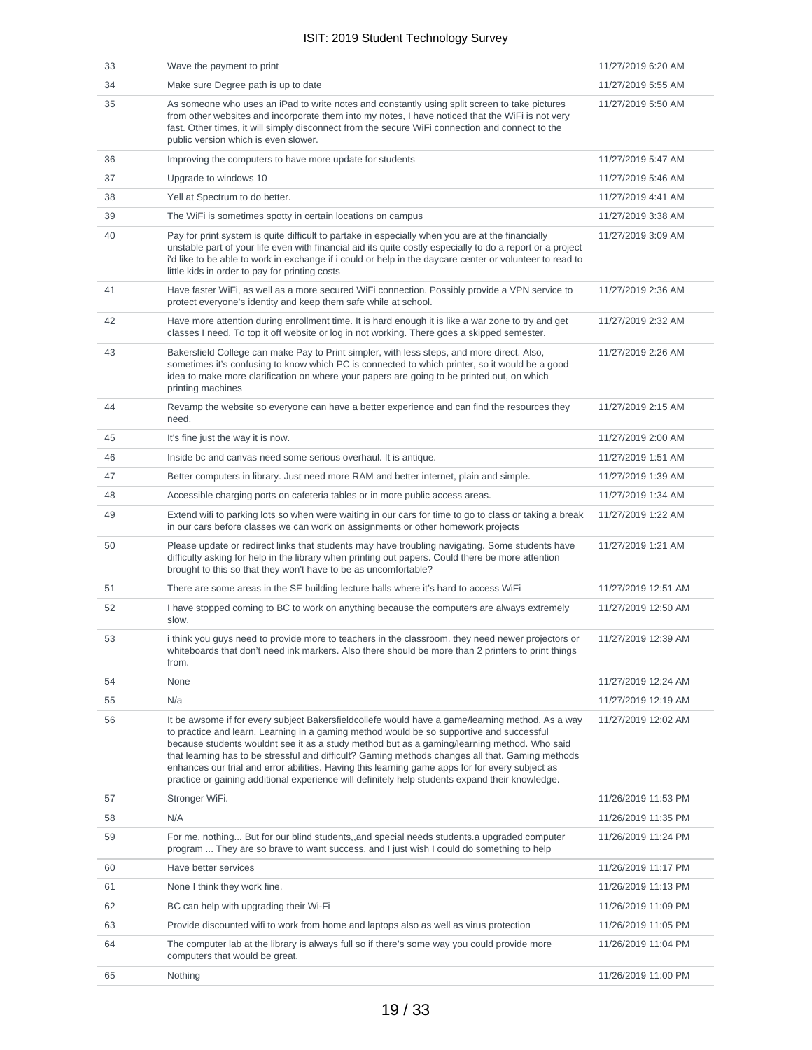| | | |
|---|---|---|
| 33 | Wave the payment to print | 11/27/2019 6:20 AM |
| 34 | Make sure Degree path is up to date | 11/27/2019 5:55 AM |
| 35 | As someone who uses an iPad to write notes and constantly using split screen to take pictures from other websites and incorporate them into my notes, I have noticed that the WiFi is not very fast. Other times, it will simply disconnect from the secure WiFi connection and connect to the public version which is even slower. | 11/27/2019 5:50 AM |
| 36 | Improving the computers to have more update for students | 11/27/2019 5:47 AM |
| 37 | Upgrade to windows 10 | 11/27/2019 5:46 AM |
| 38 | Yell at Spectrum to do better. | 11/27/2019 4:41 AM |
| 39 | The WiFi is sometimes spotty in certain locations on campus | 11/27/2019 3:38 AM |
| 40 | Pay for print system is quite difficult to partake in especially when you are at the financially unstable part of your life even with financial aid its quite costly especially to do a report or a project i'd like to be able to work in exchange if i could or help in the daycare center or volunteer to read to little kids in order to pay for printing costs | 11/27/2019 3:09 AM |
| 41 | Have faster WiFi, as well as a more secured WiFi connection. Possibly provide a VPN service to protect everyone's identity and keep them safe while at school. | 11/27/2019 2:36 AM |
| 42 | Have more attention during enrollment time. It is hard enough it is like a war zone to try and get classes I need. To top it off website or log in not working. There goes a skipped semester. | 11/27/2019 2:32 AM |
| 43 | Bakersfield College can make Pay to Print simpler, with less steps, and more direct. Also, sometimes it's confusing to know which PC is connected to which printer, so it would be a good idea to make more clarification on where your papers are going to be printed out, on which printing machines | 11/27/2019 2:26 AM |
| 44 | Revamp the website so everyone can have a better experience and can find the resources they need. | 11/27/2019 2:15 AM |
| 45 | It's fine just the way it is now. | 11/27/2019 2:00 AM |
| 46 | Inside bc and canvas need some serious overhaul. It is antique. | 11/27/2019 1:51 AM |
| 47 | Better computers in library. Just need more RAM and better internet, plain and simple. | 11/27/2019 1:39 AM |
| 48 | Accessible charging ports on cafeteria tables or in more public access areas. | 11/27/2019 1:34 AM |
| 49 | Extend wifi to parking lots so when were waiting in our cars for time to go to class or taking a break in our cars before classes we can work on assignments or other homework projects | 11/27/2019 1:22 AM |
| 50 | Please update or redirect links that students may have troubling navigating. Some students have difficulty asking for help in the library when printing out papers. Could there be more attention brought to this so that they won't have to be as uncomfortable? | 11/27/2019 1:21 AM |
| 51 | There are some areas in the SE building lecture halls where it's hard to access WiFi | 11/27/2019 12:51 AM |
| 52 | I have stopped coming to BC to work on anything because the computers are always extremely slow. | 11/27/2019 12:50 AM |
| 53 | i think you guys need to provide more to teachers in the classroom. they need newer projectors or whiteboards that don't need ink markers. Also there should be more than 2 printers to print things from. | 11/27/2019 12:39 AM |
| 54 | None | 11/27/2019 12:24 AM |
| 55 | N/a | 11/27/2019 12:19 AM |
| 56 | It be awsome if for every subject Bakersfieldcollefe would have a game/learning method. As a way to practice and learn. Learning in a gaming method would be so supportive and successful because students wouldnt see it as a study method but as a gaming/learning method. Who said that learning has to be stressful and difficult? Gaming methods changes all that. Gaming methods enhances our trial and error abilities. Having this learning game apps for for every subject as practice or gaining additional experience will definitely help students expand their knowledge. | 11/27/2019 12:02 AM |
| 57 | Stronger WiFi. | 11/26/2019 11:53 PM |
| 58 | N/A | 11/26/2019 11:35 PM |
| 59 | For me, nothing... But for our blind students,,and special needs students.a upgraded computer program ... They are so brave to want success, and I just wish I could do something to help | 11/26/2019 11:24 PM |
| 60 | Have better services | 11/26/2019 11:17 PM |
| 61 | None I think they work fine. | 11/26/2019 11:13 PM |
| 62 | BC can help with upgrading their Wi-Fi | 11/26/2019 11:09 PM |
| 63 | Provide discounted wifi to work from home and laptops also as well as virus protection | 11/26/2019 11:05 PM |
| 64 | The computer lab at the library is always full so if there's some way you could provide more computers that would be great. | 11/26/2019 11:04 PM |
| 65 | Nothing | 11/26/2019 11:00 PM |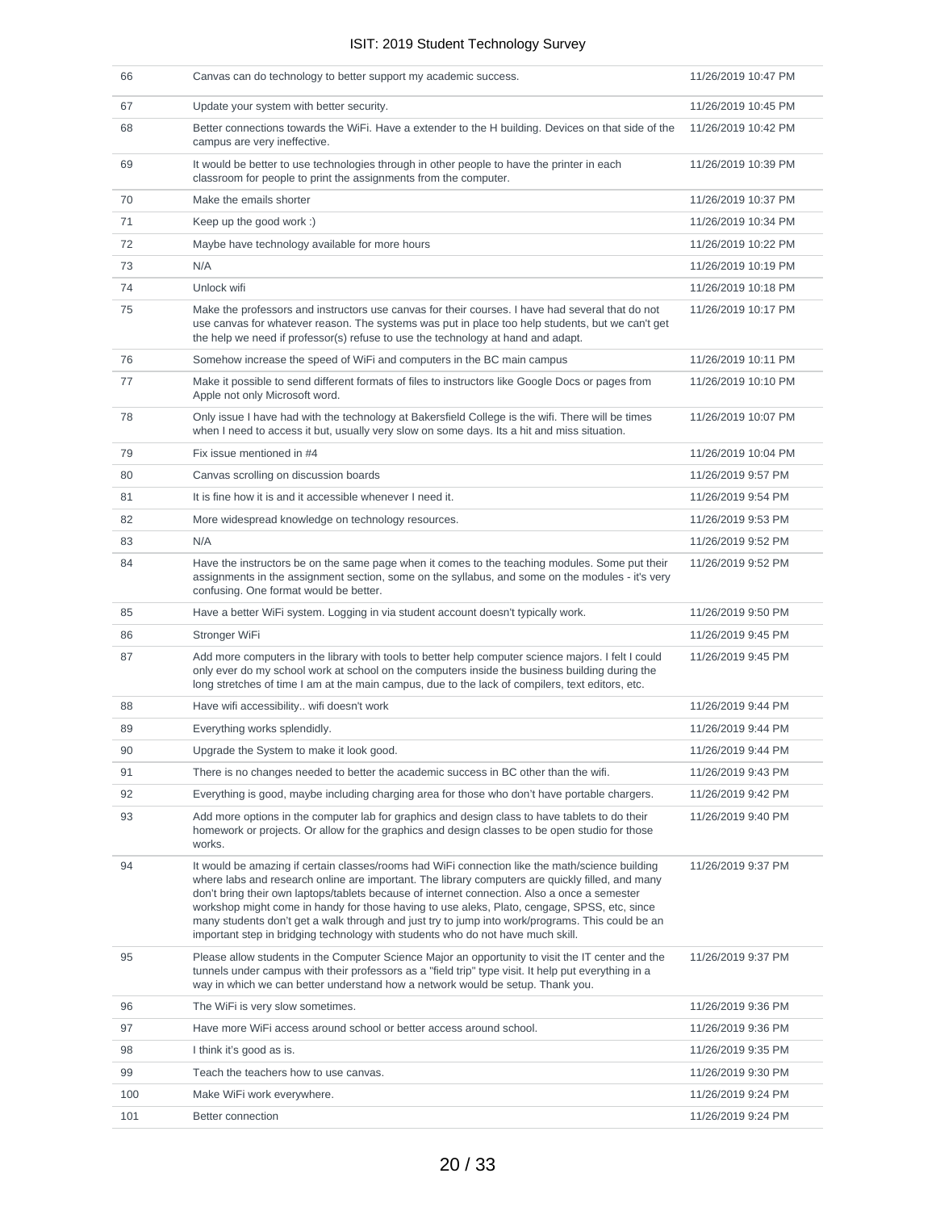| | | |
|---|---|---|
| 66 | Canvas can do technology to better support my academic success. | 11/26/2019 10:47 PM |
| 67 | Update your system with better security. | 11/26/2019 10:45 PM |
| 68 | Better connections towards the WiFi. Have a extender to the H building. Devices on that side of the campus are very ineffective. | 11/26/2019 10:42 PM |
| 69 | It would be better to use technologies through in other people to have the printer in each classroom for people to print the assignments from the computer. | 11/26/2019 10:39 PM |
| 70 | Make the emails shorter | 11/26/2019 10:37 PM |
| 71 | Keep up the good work :) | 11/26/2019 10:34 PM |
| 72 | Maybe have technology available for more hours | 11/26/2019 10:22 PM |
| 73 | N/A | 11/26/2019 10:19 PM |
| 74 | Unlock wifi | 11/26/2019 10:18 PM |
| 75 | Make the professors and instructors use canvas for their courses. I have had several that do not use canvas for whatever reason. The systems was put in place too help students, but we can't get the help we need if professor(s) refuse to use the technology at hand and adapt. | 11/26/2019 10:17 PM |
| 76 | Somehow increase the speed of WiFi and computers in the BC main campus | 11/26/2019 10:11 PM |
| 77 | Make it possible to send different formats of files to instructors like Google Docs or pages from Apple not only Microsoft word. | 11/26/2019 10:10 PM |
| 78 | Only issue I have had with the technology at Bakersfield College is the wifi. There will be times when I need to access it but, usually very slow on some days. Its a hit and miss situation. | 11/26/2019 10:07 PM |
| 79 | Fix issue mentioned in #4 | 11/26/2019 10:04 PM |
| 80 | Canvas scrolling on discussion boards | 11/26/2019 9:57 PM |
| 81 | It is fine how it is and it accessible whenever I need it. | 11/26/2019 9:54 PM |
| 82 | More widespread knowledge on technology resources. | 11/26/2019 9:53 PM |
| 83 | N/A | 11/26/2019 9:52 PM |
| 84 | Have the instructors be on the same page when it comes to the teaching modules. Some put their assignments in the assignment section, some on the syllabus, and some on the modules - it's very confusing. One format would be better. | 11/26/2019 9:52 PM |
| 85 | Have a better WiFi system. Logging in via student account doesn't typically work. | 11/26/2019 9:50 PM |
| 86 | Stronger WiFi | 11/26/2019 9:45 PM |
| 87 | Add more computers in the library with tools to better help computer science majors. I felt I could only ever do my school work at school on the computers inside the business building during the long stretches of time I am at the main campus, due to the lack of compilers, text editors, etc. | 11/26/2019 9:45 PM |
| 88 | Have wifi accessibility.. wifi doesn't work | 11/26/2019 9:44 PM |
| 89 | Everything works splendidly. | 11/26/2019 9:44 PM |
| 90 | Upgrade the System to make it look good. | 11/26/2019 9:44 PM |
| 91 | There is no changes needed to better the academic success in BC other than the wifi. | 11/26/2019 9:43 PM |
| 92 | Everything is good, maybe including charging area for those who don't have portable chargers. | 11/26/2019 9:42 PM |
| 93 | Add more options in the computer lab for graphics and design class to have tablets to do their homework or projects. Or allow for the graphics and design classes to be open studio for those works. | 11/26/2019 9:40 PM |
| 94 | It would be amazing if certain classes/rooms had WiFi connection like the math/science building where labs and research online are important. The library computers are quickly filled, and many don't bring their own laptops/tablets because of internet connection. Also a once a semester workshop might come in handy for those having to use aleks, Plato, cengage, SPSS, etc, since many students don't get a walk through and just try to jump into work/programs. This could be an important step in bridging technology with students who do not have much skill. | 11/26/2019 9:37 PM |
| 95 | Please allow students in the Computer Science Major an opportunity to visit the IT center and the tunnels under campus with their professors as a "field trip" type visit. It help put everything in a way in which we can better understand how a network would be setup. Thank you. | 11/26/2019 9:37 PM |
| 96 | The WiFi is very slow sometimes. | 11/26/2019 9:36 PM |
| 97 | Have more WiFi access around school or better access around school. | 11/26/2019 9:36 PM |
| 98 | I think it's good as is. | 11/26/2019 9:35 PM |
| 99 | Teach the teachers how to use canvas. | 11/26/2019 9:30 PM |
| 100 | Make WiFi work everywhere. | 11/26/2019 9:24 PM |
| 101 | Better connection | 11/26/2019 9:24 PM |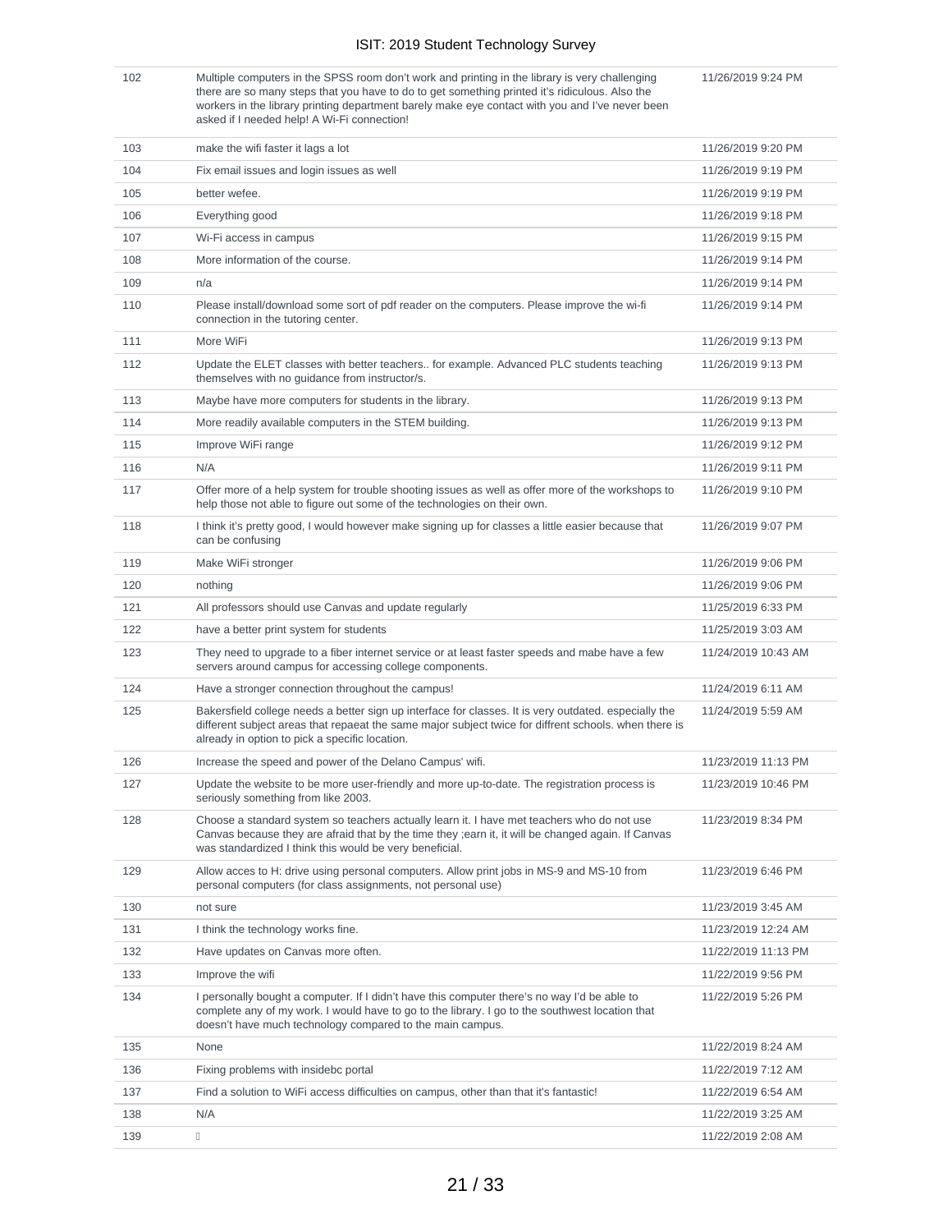| | | |
|---|---|---|
| 102 | Multiple computers in the SPSS room don't work and printing in the library is very challenging there are so many steps that you have to do to get something printed it's ridiculous. Also the workers in the library printing department barely make eye contact with you and I've never been asked if I needed help! A Wi-Fi connection! | 11/26/2019 9:24 PM |
| 103 | make the wifi faster it lags a lot | 11/26/2019 9:20 PM |
| 104 | Fix email issues and login issues as well | 11/26/2019 9:19 PM |
| 105 | better wefee. | 11/26/2019 9:19 PM |
| 106 | Everything good | 11/26/2019 9:18 PM |
| 107 | Wi-Fi access in campus | 11/26/2019 9:15 PM |
| 108 | More information of the course. | 11/26/2019 9:14 PM |
| 109 | n/a | 11/26/2019 9:14 PM |
| 110 | Please install/download some sort of pdf reader on the computers. Please improve the wi-fi connection in the tutoring center. | 11/26/2019 9:14 PM |
| 111 | More WiFi | 11/26/2019 9:13 PM |
| 112 | Update the ELET classes with better teachers.. for example. Advanced PLC students teaching themselves with no guidance from instructor/s. | 11/26/2019 9:13 PM |
| 113 | Maybe have more computers for students in the library. | 11/26/2019 9:13 PM |
| 114 | More readily available computers in the STEM building. | 11/26/2019 9:13 PM |
| 115 | Improve WiFi range | 11/26/2019 9:12 PM |
| 116 | N/A | 11/26/2019 9:11 PM |
| 117 | Offer more of a help system for trouble shooting issues as well as offer more of the workshops to help those not able to figure out some of the technologies on their own. | 11/26/2019 9:10 PM |
| 118 | I think it's pretty good, I would however make signing up for classes a little easier because that can be confusing | 11/26/2019 9:07 PM |
| 119 | Make WiFi stronger | 11/26/2019 9:06 PM |
| 120 | nothing | 11/26/2019 9:06 PM |
| 121 | All professors should use Canvas and update regularly | 11/25/2019 6:33 PM |
| 122 | have a better print system for students | 11/25/2019 3:03 AM |
| 123 | They need to upgrade to a fiber internet service or at least faster speeds and mabe have a few servers around campus for accessing college components. | 11/24/2019 10:43 AM |
| 124 | Have a stronger connection throughout the campus! | 11/24/2019 6:11 AM |
| 125 | Bakersfield college needs a better sign up interface for classes. It is very outdated. especially the different subject areas that repaeat the same major subject twice for diffrent schools. when there is already in option to pick a specific location. | 11/24/2019 5:59 AM |
| 126 | Increase the speed and power of the Delano Campus' wifi. | 11/23/2019 11:13 PM |
| 127 | Update the website to be more user-friendly and more up-to-date. The registration process is seriously something from like 2003. | 11/23/2019 10:46 PM |
| 128 | Choose a standard system so teachers actually learn it. I have met teachers who do not use Canvas because they are afraid that by the time they ;earn it, it will be changed again. If Canvas was standardized I think this would be very beneficial. | 11/23/2019 8:34 PM |
| 129 | Allow acces to H: drive using personal computers. Allow print jobs in MS-9 and MS-10 from personal computers (for class assignments, not personal use) | 11/23/2019 6:46 PM |
| 130 | not sure | 11/23/2019 3:45 AM |
| 131 | I think the technology works fine. | 11/23/2019 12:24 AM |
| 132 | Have updates on Canvas more often. | 11/22/2019 11:13 PM |
| 133 | Improve the wifi | 11/22/2019 9:56 PM |
| 134 | I personally bought a computer. If I didn't have this computer there's no way I'd be able to complete any of my work. I would have to go to the library. I go to the southwest location that doesn't have much technology compared to the main campus. | 11/22/2019 5:26 PM |
| 135 | None | 11/22/2019 8:24 AM |
| 136 | Fixing problems with insidebc portal | 11/22/2019 7:12 AM |
| 137 | Find a solution to WiFi access difficulties on campus, other than that it's fantastic! | 11/22/2019 6:54 AM |
| 138 | N/A | 11/22/2019 3:25 AM |
| 139 | | 11/22/2019 2:08 AM |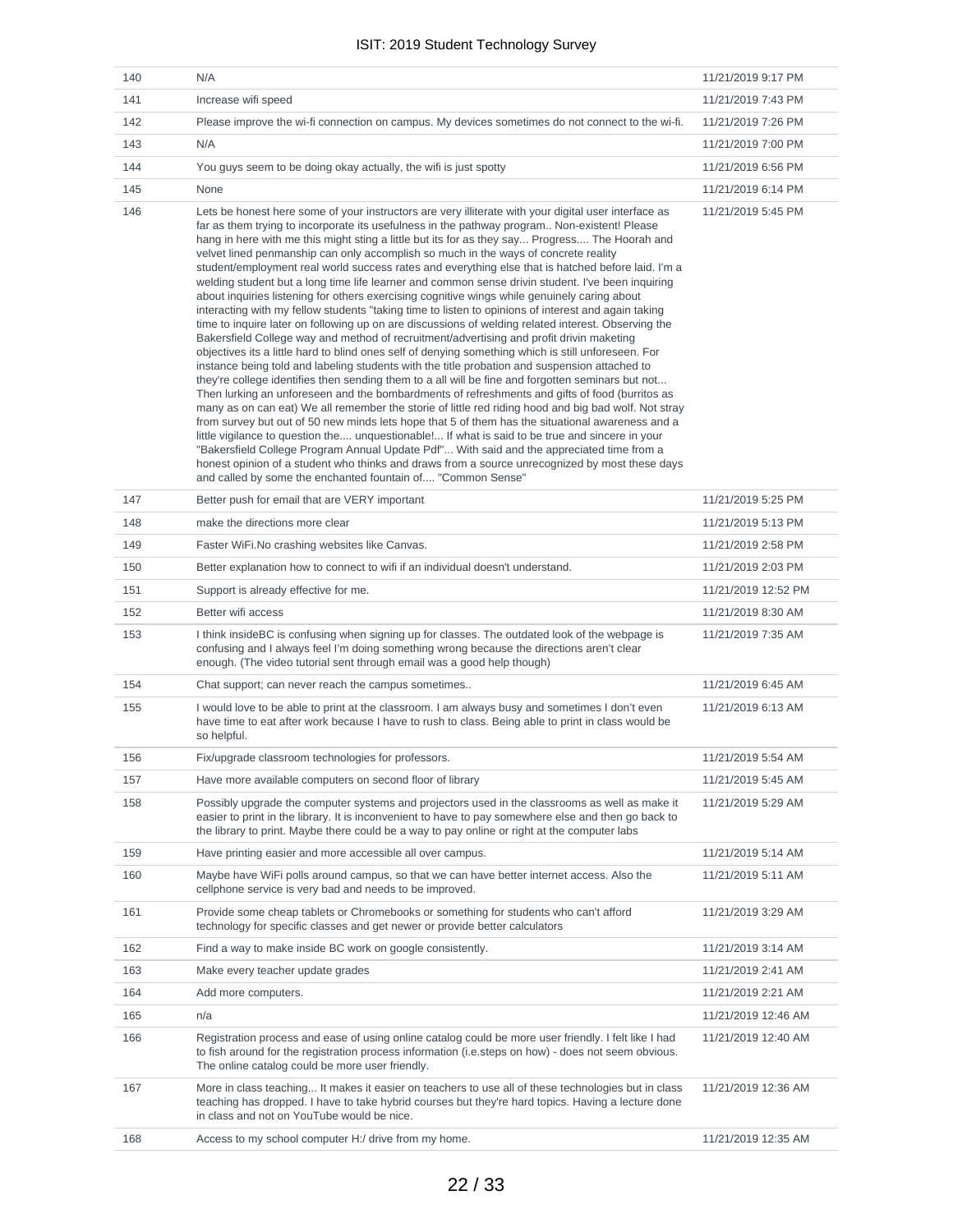| | | |
|---|---|---|
| 140 | N/A | 11/21/2019 9:17 PM |
| 141 | Increase wifi speed | 11/21/2019 7:43 PM |
| 142 | Please improve the wi-fi connection on campus. My devices sometimes do not connect to the wi-fi. | 11/21/2019 7:26 PM |
| 143 | N/A | 11/21/2019 7:00 PM |
| 144 | You guys seem to be doing okay actually, the wifi is just spotty | 11/21/2019 6:56 PM |
| 145 | None | 11/21/2019 6:14 PM |
| 146 | Lets be honest here some of your instructors are very illiterate with your digital user interface as far as them trying to incorporate its usefulness in the pathway program.. Non-existent! Please hang in here with me this might sting a little but its for as they say... Progress.... The Hoorah and velvet lined penmanship can only accomplish so much in the ways of concrete reality student/employment real world success rates and everything else that is hatched before laid. I'm a welding student but a long time life learner and common sense drivin student. I've been inquiring about inquiries listening for others exercising cognitive wings while genuinely caring about interacting with my fellow students "taking time to listen to opinions of interest and again taking time to inquire later on following up on are discussions of welding related interest. Observing the Bakersfield College way and method of recruitment/advertising and profit drivin maketing objectives its a little hard to blind ones self of denying something which is still unforeseen. For instance being told and labeling students with the title probation and suspension attached to they're college identifies then sending them to a all will be fine and forgotten seminars but not... Then lurking an unforeseen and the bombardments of refreshments and gifts of food (burritos as many as on can eat) We all remember the storie of little red riding hood and big bad wolf. Not stray from survey but out of 50 new minds lets hope that 5 of them has the situational awareness and a little vigilance to question the.... unquestionable!... If what is said to be true and sincere in your "Bakersfield College Program Annual Update Pdf"... With said and the appreciated time from a honest opinion of a student who thinks and draws from a source unrecognized by most these days and called by some the enchanted fountain of.... "Common Sense" | 11/21/2019 5:45 PM |
| 147 | Better push for email that are VERY important | 11/21/2019 5:25 PM |
| 148 | make the directions more clear | 11/21/2019 5:13 PM |
| 149 | Faster WiFi.No crashing websites like Canvas. | 11/21/2019 2:58 PM |
| 150 | Better explanation how to connect to wifi if an individual doesn't understand. | 11/21/2019 2:03 PM |
| 151 | Support is already effective for me. | 11/21/2019 12:52 PM |
| 152 | Better wifi access | 11/21/2019 8:30 AM |
| 153 | I think insideBC is confusing when signing up for classes. The outdated look of the webpage is confusing and I always feel I'm doing something wrong because the directions aren't clear enough. (The video tutorial sent through email was a good help though) | 11/21/2019 7:35 AM |
| 154 | Chat support; can never reach the campus sometimes.. | 11/21/2019 6:45 AM |
| 155 | I would love to be able to print at the classroom. I am always busy and sometimes I don't even have time to eat after work because I have to rush to class. Being able to print in class would be so helpful. | 11/21/2019 6:13 AM |
| 156 | Fix/upgrade classroom technologies for professors. | 11/21/2019 5:54 AM |
| 157 | Have more available computers on second floor of library | 11/21/2019 5:45 AM |
| 158 | Possibly upgrade the computer systems and projectors used in the classrooms as well as make it easier to print in the library. It is inconvenient to have to pay somewhere else and then go back to the library to print. Maybe there could be a way to pay online or right at the computer labs | 11/21/2019 5:29 AM |
| 159 | Have printing easier and more accessible all over campus. | 11/21/2019 5:14 AM |
| 160 | Maybe have WiFi polls around campus, so that we can have better internet access. Also the cellphone service is very bad and needs to be improved. | 11/21/2019 5:11 AM |
| 161 | Provide some cheap tablets or Chromebooks or something for students who can't afford technology for specific classes and get newer or provide better calculators | 11/21/2019 3:29 AM |
| 162 | Find a way to make inside BC work on google consistently. | 11/21/2019 3:14 AM |
| 163 | Make every teacher update grades | 11/21/2019 2:41 AM |
| 164 | Add more computers. | 11/21/2019 2:21 AM |
| 165 | n/a | 11/21/2019 12:46 AM |
| 166 | Registration process and ease of using online catalog could be more user friendly. I felt like I had to fish around for the registration process information (i.e.steps on how) - does not seem obvious. The online catalog could be more user friendly. | 11/21/2019 12:40 AM |
| 167 | More in class teaching... It makes it easier on teachers to use all of these technologies but in class teaching has dropped. I have to take hybrid courses but they're hard topics. Having a lecture done in class and not on YouTube would be nice. | 11/21/2019 12:36 AM |
| 168 | Access to my school computer H:/ drive from my home. | 11/21/2019 12:35 AM |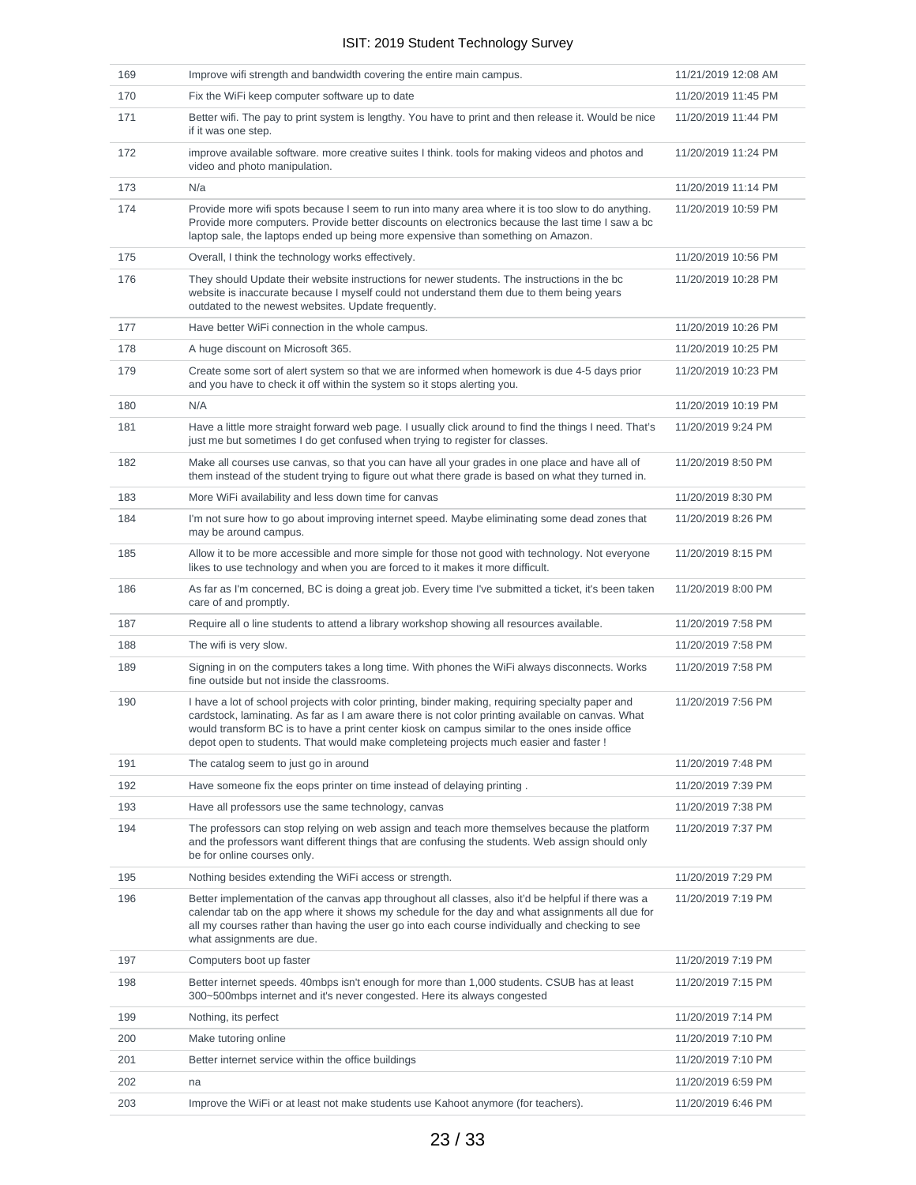| | | |
|---|---|---|
| 169 | Improve wifi strength and bandwidth covering the entire main campus. | 11/21/2019 12:08 AM |
| 170 | Fix the WiFi keep computer software up to date | 11/20/2019 11:45 PM |
| 171 | Better wifi. The pay to print system is lengthy. You have to print and then release it. Would be nice if it was one step. | 11/20/2019 11:44 PM |
| 172 | improve available software. more creative suites I think. tools for making videos and photos and video and photo manipulation. | 11/20/2019 11:24 PM |
| 173 | N/a | 11/20/2019 11:14 PM |
| 174 | Provide more wifi spots because I seem to run into many area where it is too slow to do anything. Provide more computers. Provide better discounts on electronics because the last time I saw a bc laptop sale, the laptops ended up being more expensive than something on Amazon. | 11/20/2019 10:59 PM |
| 175 | Overall, I think the technology works effectively. | 11/20/2019 10:56 PM |
| 176 | They should Update their website instructions for newer students. The instructions in the bc website is inaccurate because I myself could not understand them due to them being years outdated to the newest websites. Update frequently. | 11/20/2019 10:28 PM |
| 177 | Have better WiFi connection in the whole campus. | 11/20/2019 10:26 PM |
| 178 | A huge discount on Microsoft 365. | 11/20/2019 10:25 PM |
| 179 | Create some sort of alert system so that we are informed when homework is due 4-5 days prior and you have to check it off within the system so it stops alerting you. | 11/20/2019 10:23 PM |
| 180 | N/A | 11/20/2019 10:19 PM |
| 181 | Have a little more straight forward web page. I usually click around to find the things I need. That's just me but sometimes I do get confused when trying to register for classes. | 11/20/2019 9:24 PM |
| 182 | Make all courses use canvas, so that you can have all your grades in one place and have all of them instead of the student trying to figure out what there grade is based on what they turned in. | 11/20/2019 8:50 PM |
| 183 | More WiFi availability and less down time for canvas | 11/20/2019 8:30 PM |
| 184 | I'm not sure how to go about improving internet speed. Maybe eliminating some dead zones that may be around campus. | 11/20/2019 8:26 PM |
| 185 | Allow it to be more accessible and more simple for those not good with technology. Not everyone likes to use technology and when you are forced to it makes it more difficult. | 11/20/2019 8:15 PM |
| 186 | As far as I'm concerned, BC is doing a great job. Every time I've submitted a ticket, it's been taken care of and promptly. | 11/20/2019 8:00 PM |
| 187 | Require all o line students to attend a library workshop showing all resources available. | 11/20/2019 7:58 PM |
| 188 | The wifi is very slow. | 11/20/2019 7:58 PM |
| 189 | Signing in on the computers takes a long time. With phones the WiFi always disconnects. Works fine outside but not inside the classrooms. | 11/20/2019 7:58 PM |
| 190 | I have a lot of school projects with color printing, binder making, requiring specialty paper and cardstock, laminating. As far as I am aware there is not color printing available on canvas. What would transform BC is to have a print center kiosk on campus similar to the ones inside office depot open to students. That would make completeing projects much easier and faster ! | 11/20/2019 7:56 PM |
| 191 | The catalog seem to just go in around | 11/20/2019 7:48 PM |
| 192 | Have someone fix the eops printer on time instead of delaying printing . | 11/20/2019 7:39 PM |
| 193 | Have all professors use the same technology, canvas | 11/20/2019 7:38 PM |
| 194 | The professors can stop relying on web assign and teach more themselves because the platform and the professors want different things that are confusing the students. Web assign should only be for online courses only. | 11/20/2019 7:37 PM |
| 195 | Nothing besides extending the WiFi access or strength. | 11/20/2019 7:29 PM |
| 196 | Better implementation of the canvas app throughout all classes, also it'd be helpful if there was a calendar tab on the app where it shows my schedule for the day and what assignments all due for all my courses rather than having the user go into each course individually and checking to see what assignments are due. | 11/20/2019 7:19 PM |
| 197 | Computers boot up faster | 11/20/2019 7:19 PM |
| 198 | Better internet speeds. 40mbps isn't enough for more than 1,000 students. CSUB has at least 300~500mbps internet and it's never congested. Here its always congested | 11/20/2019 7:15 PM |
| 199 | Nothing, its perfect | 11/20/2019 7:14 PM |
| 200 | Make tutoring online | 11/20/2019 7:10 PM |
| 201 | Better internet service within the office buildings | 11/20/2019 7:10 PM |
| 202 | na | 11/20/2019 6:59 PM |
| 203 | Improve the WiFi or at least not make students use Kahoot anymore (for teachers). | 11/20/2019 6:46 PM |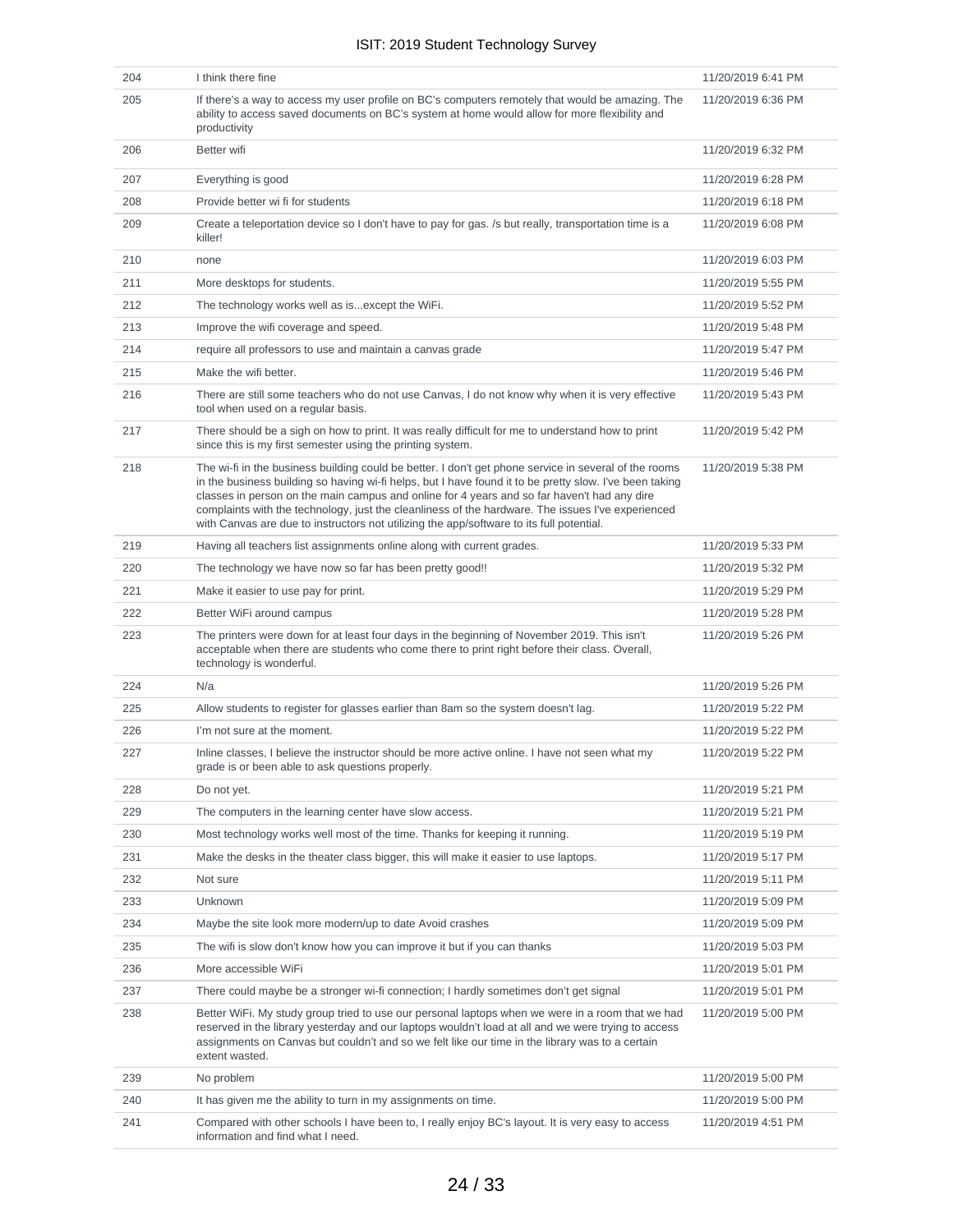| | | |
|---|---|---|
| 204 | I think there fine | 11/20/2019 6:41 PM |
| 205 | If there's a way to access my user profile on BC's computers remotely that would be amazing. The ability to access saved documents on BC's system at home would allow for more flexibility and productivity | 11/20/2019 6:36 PM |
| 206 | Better wifi | 11/20/2019 6:32 PM |
| 207 | Everything is good | 11/20/2019 6:28 PM |
| 208 | Provide better wi fi for students | 11/20/2019 6:18 PM |
| 209 | Create a teleportation device so I don't have to pay for gas. /s but really, transportation time is a killer! | 11/20/2019 6:08 PM |
| 210 | none | 11/20/2019 6:03 PM |
| 211 | More desktops for students. | 11/20/2019 5:55 PM |
| 212 | The technology works well as is...except the WiFi. | 11/20/2019 5:52 PM |
| 213 | Improve the wifi coverage and speed. | 11/20/2019 5:48 PM |
| 214 | require all professors to use and maintain a canvas grade | 11/20/2019 5:47 PM |
| 215 | Make the wifi better. | 11/20/2019 5:46 PM |
| 216 | There are still some teachers who do not use Canvas, I do not know why when it is very effective tool when used on a regular basis. | 11/20/2019 5:43 PM |
| 217 | There should be a sigh on how to print. It was really difficult for me to understand how to print since this is my first semester using the printing system. | 11/20/2019 5:42 PM |
| 218 | The wi-fi in the business building could be better. I don't get phone service in several of the rooms in the business building so having wi-fi helps, but I have found it to be pretty slow. I've been taking classes in person on the main campus and online for 4 years and so far haven't had any dire complaints with the technology, just the cleanliness of the hardware. The issues I've experienced with Canvas are due to instructors not utilizing the app/software to its full potential. | 11/20/2019 5:38 PM |
| 219 | Having all teachers list assignments online along with current grades. | 11/20/2019 5:33 PM |
| 220 | The technology we have now so far has been pretty good!! | 11/20/2019 5:32 PM |
| 221 | Make it easier to use pay for print. | 11/20/2019 5:29 PM |
| 222 | Better WiFi around campus | 11/20/2019 5:28 PM |
| 223 | The printers were down for at least four days in the beginning of November 2019. This isn't acceptable when there are students who come there to print right before their class. Overall, technology is wonderful. | 11/20/2019 5:26 PM |
| 224 | N/a | 11/20/2019 5:26 PM |
| 225 | Allow students to register for glasses earlier than 8am so the system doesn't lag. | 11/20/2019 5:22 PM |
| 226 | I'm not sure at the moment. | 11/20/2019 5:22 PM |
| 227 | Inline classes, I believe the instructor should be more active online. I have not seen what my grade is or been able to ask questions properly. | 11/20/2019 5:22 PM |
| 228 | Do not yet. | 11/20/2019 5:21 PM |
| 229 | The computers in the learning center have slow access. | 11/20/2019 5:21 PM |
| 230 | Most technology works well most of the time. Thanks for keeping it running. | 11/20/2019 5:19 PM |
| 231 | Make the desks in the theater class bigger, this will make it easier to use laptops. | 11/20/2019 5:17 PM |
| 232 | Not sure | 11/20/2019 5:11 PM |
| 233 | Unknown | 11/20/2019 5:09 PM |
| 234 | Maybe the site look more modern/up to date Avoid crashes | 11/20/2019 5:09 PM |
| 235 | The wifi is slow don't know how you can improve it but if you can thanks | 11/20/2019 5:03 PM |
| 236 | More accessible WiFi | 11/20/2019 5:01 PM |
| 237 | There could maybe be a stronger wi-fi connection; I hardly sometimes don't get signal | 11/20/2019 5:01 PM |
| 238 | Better WiFi. My study group tried to use our personal laptops when we were in a room that we had reserved in the library yesterday and our laptops wouldn't load at all and we were trying to access assignments on Canvas but couldn't and so we felt like our time in the library was to a certain extent wasted. | 11/20/2019 5:00 PM |
| 239 | No problem | 11/20/2019 5:00 PM |
| 240 | It has given me the ability to turn in my assignments on time. | 11/20/2019 5:00 PM |
| 241 | Compared with other schools I have been to, I really enjoy BC's layout. It is very easy to access information and find what I need. | 11/20/2019 4:51 PM |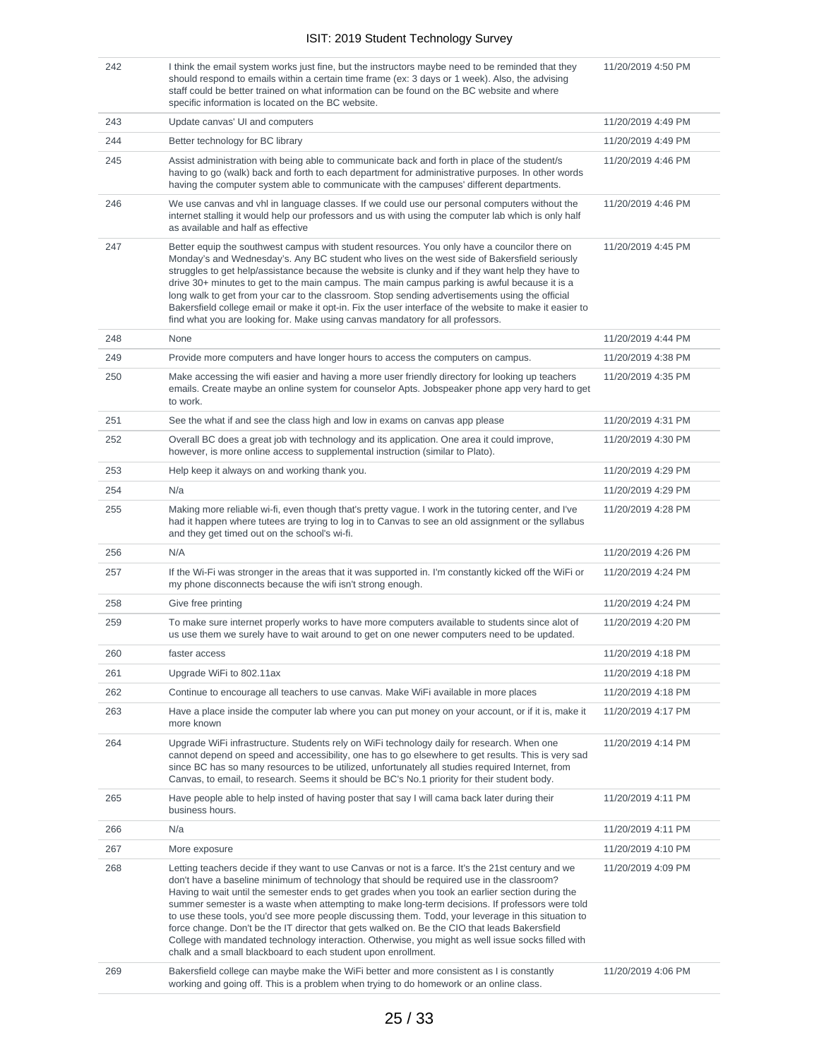| | | |
|---|---|---|
| 242 | I think the email system works just fine, but the instructors maybe need to be reminded that they should respond to emails within a certain time frame (ex: 3 days or 1 week). Also, the advising staff could be better trained on what information can be found on the BC website and where specific information is located on the BC website. | 11/20/2019 4:50 PM |
| 243 | Update canvas' UI and computers | 11/20/2019 4:49 PM |
| 244 | Better technology for BC library | 11/20/2019 4:49 PM |
| 245 | Assist administration with being able to communicate back and forth in place of the student/s having to go (walk) back and forth to each department for administrative purposes. In other words having the computer system able to communicate with the campuses' different departments. | 11/20/2019 4:46 PM |
| 246 | We use canvas and vhl in language classes. If we could use our personal computers without the internet stalling it would help our professors and us with using the computer lab which is only half as available and half as effective | 11/20/2019 4:46 PM |
| 247 | Better equip the southwest campus with student resources. You only have a councilor there on Monday's and Wednesday's. Any BC student who lives on the west side of Bakersfield seriously struggles to get help/assistance because the website is clunky and if they want help they have to drive 30+ minutes to get to the main campus. The main campus parking is awful because it is a long walk to get from your car to the classroom. Stop sending advertisements using the official Bakersfield college email or make it opt-in. Fix the user interface of the website to make it easier to find what you are looking for. Make using canvas mandatory for all professors. | 11/20/2019 4:45 PM |
| 248 | None | 11/20/2019 4:44 PM |
| 249 | Provide more computers and have longer hours to access the computers on campus. | 11/20/2019 4:38 PM |
| 250 | Make accessing the wifi easier and having a more user friendly directory for looking up teachers emails. Create maybe an online system for counselor Apts. Jobspeaker phone app very hard to get to work. | 11/20/2019 4:35 PM |
| 251 | See the what if and see the class high and low in exams on canvas app please | 11/20/2019 4:31 PM |
| 252 | Overall BC does a great job with technology and its application. One area it could improve, however, is more online access to supplemental instruction (similar to Plato). | 11/20/2019 4:30 PM |
| 253 | Help keep it always on and working thank you. | 11/20/2019 4:29 PM |
| 254 | N/a | 11/20/2019 4:29 PM |
| 255 | Making more reliable wi-fi, even though that's pretty vague. I work in the tutoring center, and I've had it happen where tutees are trying to log in to Canvas to see an old assignment or the syllabus and they get timed out on the school's wi-fi. | 11/20/2019 4:28 PM |
| 256 | N/A | 11/20/2019 4:26 PM |
| 257 | If the Wi-Fi was stronger in the areas that it was supported in. I'm constantly kicked off the WiFi or my phone disconnects because the wifi isn't strong enough. | 11/20/2019 4:24 PM |
| 258 | Give free printing | 11/20/2019 4:24 PM |
| 259 | To make sure internet properly works to have more computers available to students since alot of us use them we surely have to wait around to get on one newer computers need to be updated. | 11/20/2019 4:20 PM |
| 260 | faster access | 11/20/2019 4:18 PM |
| 261 | Upgrade WiFi to 802.11ax | 11/20/2019 4:18 PM |
| 262 | Continue to encourage all teachers to use canvas. Make WiFi available in more places | 11/20/2019 4:18 PM |
| 263 | Have a place inside the computer lab where you can put money on your account, or if it is, make it more known | 11/20/2019 4:17 PM |
| 264 | Upgrade WiFi infrastructure. Students rely on WiFi technology daily for research. When one cannot depend on speed and accessibility, one has to go elsewhere to get results. This is very sad since BC has so many resources to be utilized, unfortunately all studies required Internet, from Canvas, to email, to research. Seems it should be BC's No.1 priority for their student body. | 11/20/2019 4:14 PM |
| 265 | Have people able to help insted of having poster that say I will cama back later during their business hours. | 11/20/2019 4:11 PM |
| 266 | N/a | 11/20/2019 4:11 PM |
| 267 | More exposure | 11/20/2019 4:10 PM |
| 268 | Letting teachers decide if they want to use Canvas or not is a farce. It's the 21st century and we don't have a baseline minimum of technology that should be required use in the classroom? Having to wait until the semester ends to get grades when you took an earlier section during the summer semester is a waste when attempting to make long-term decisions. If professors were told to use these tools, you'd see more people discussing them. Todd, your leverage in this situation to force change. Don't be the IT director that gets walked on. Be the CIO that leads Bakersfield College with mandated technology interaction. Otherwise, you might as well issue socks filled with chalk and a small blackboard to each student upon enrollment. | 11/20/2019 4:09 PM |
| 269 | Bakersfield college can maybe make the WiFi better and more consistent as I is constantly working and going off. This is a problem when trying to do homework or an online class. | 11/20/2019 4:06 PM |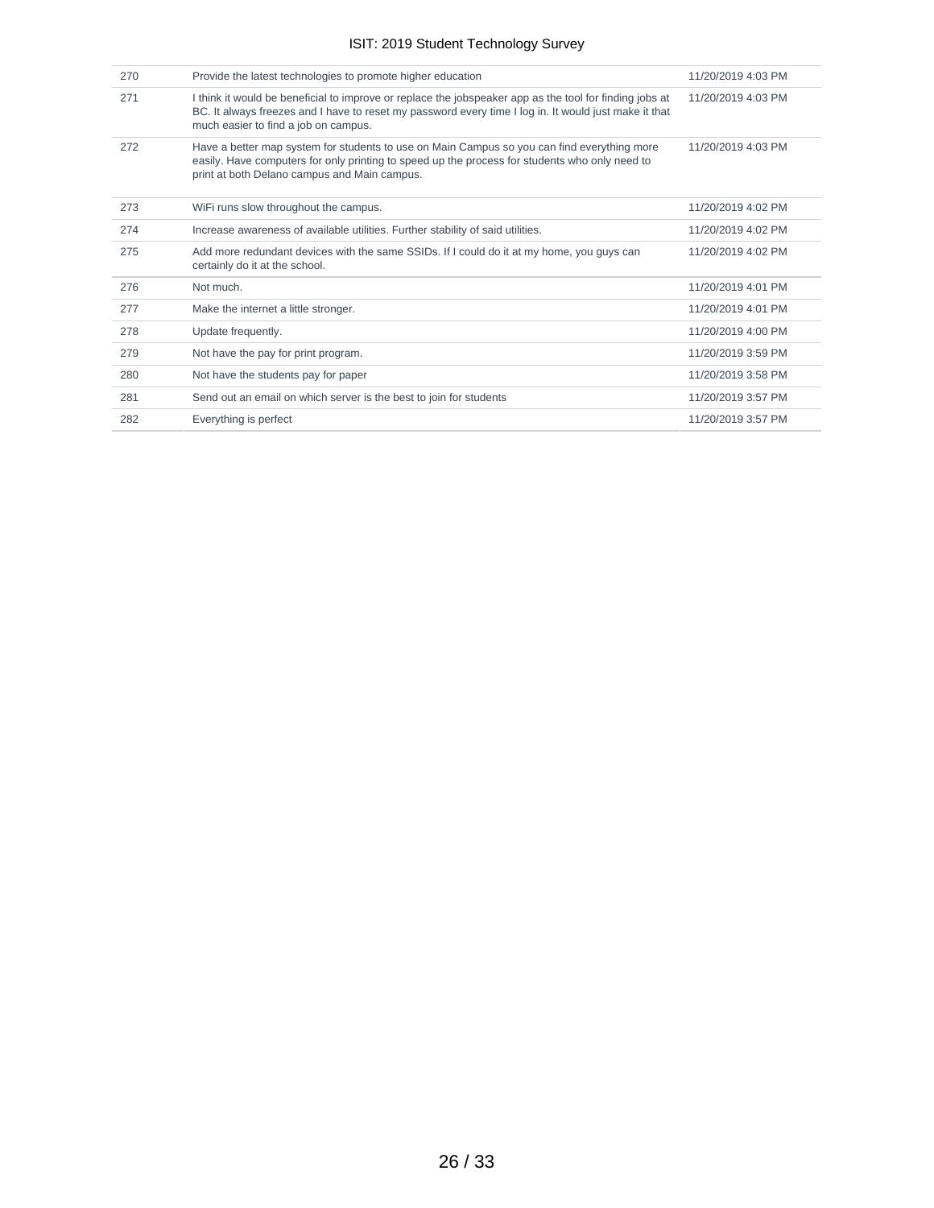| | | |
|---|---|---|
| 270 | Provide the latest technologies to promote higher education | 11/20/2019 4:03 PM |
| 271 | I think it would be beneficial to improve or replace the jobspeaker app as the tool for finding jobs at BC. It always freezes and I have to reset my password every time I log in. It would just make it that much easier to find a job on campus. | 11/20/2019 4:03 PM |
| 272 | Have a better map system for students to use on Main Campus so you can find everything more easily. Have computers for only printing to speed up the process for students who only need to print at both Delano campus and Main campus. | 11/20/2019 4:03 PM |
| 273 | WiFi runs slow throughout the campus. | 11/20/2019 4:02 PM |
| 274 | Increase awareness of available utilities. Further stability of said utilities. | 11/20/2019 4:02 PM |
| 275 | Add more redundant devices with the same SSIDs. If I could do it at my home, you guys can certainly do it at the school. | 11/20/2019 4:02 PM |
| 276 | Not much. | 11/20/2019 4:01 PM |
| 277 | Make the internet a little stronger. | 11/20/2019 4:01 PM |
| 278 | Update frequently. | 11/20/2019 4:00 PM |
| 279 | Not have the pay for print program. | 11/20/2019 3:59 PM |
| 280 | Not have the students pay for paper | 11/20/2019 3:58 PM |
| 281 | Send out an email on which server is the best to join for students | 11/20/2019 3:57 PM |
| 282 | Everything is perfect | 11/20/2019 3:57 PM |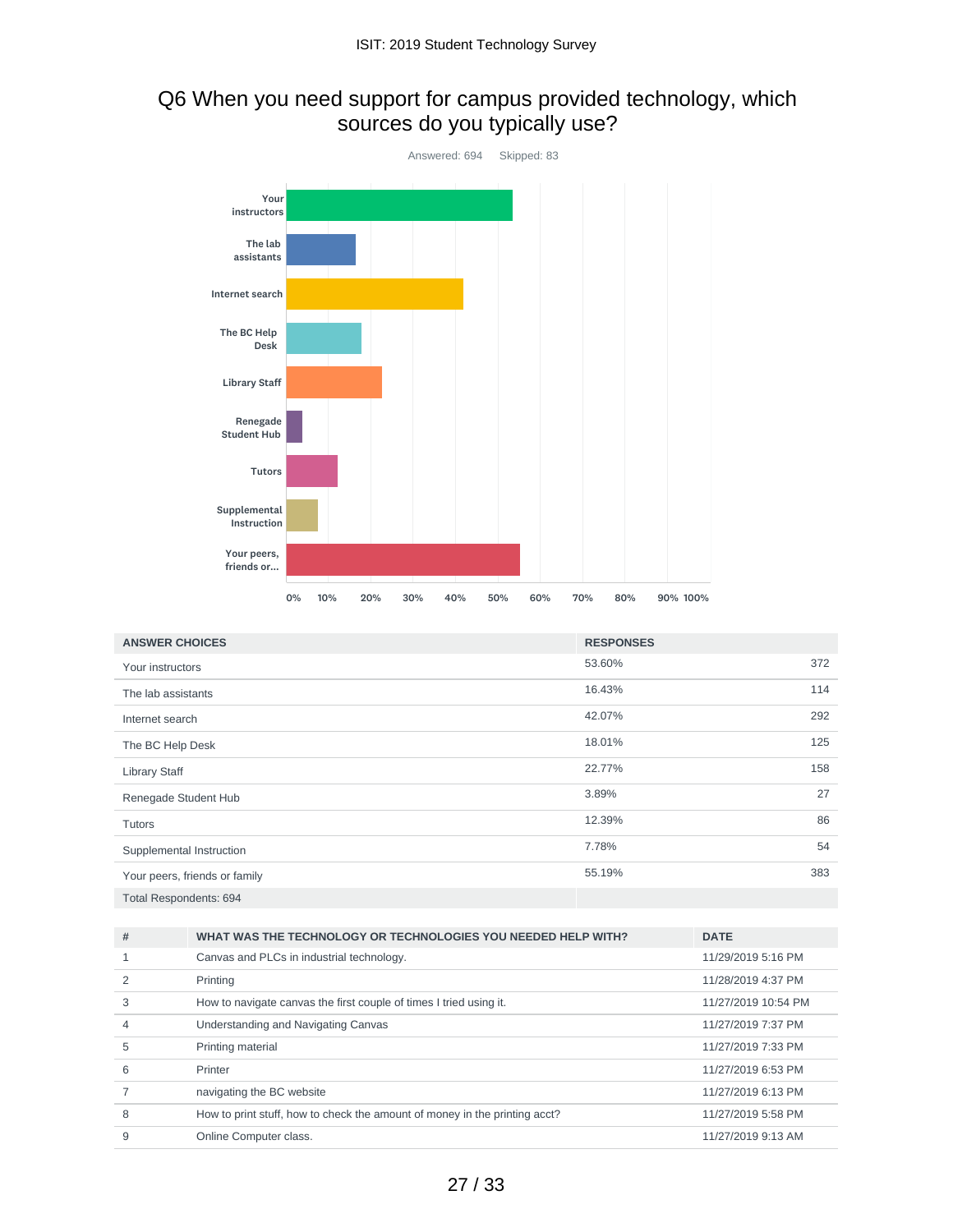## Q6 When you need support for campus provided technology, which sources do you typically use?

Answered: 694 Skipped: 83

| ANSWER CHOICES | RESPONSES | |
|---|---|---|
| Your instructors | 53.60% | 372 |
| The lab assistants | 16.43% | 114 |
| Internet search | 42.07% | 292 |
| The BC Help Desk | 18.01% | 125 |
| Library Staff | 22.77% | 158 |
| Renegade Student Hub | 3.89% | 27 |
| Tutors | 12.39% | 86 |
| Supplemental Instruction | 7.78% | 54 |
| Your peers, friends or family | 55.19% | 383 |
| Total Respondents: 694 | | |

| # | WHAT WAS THE TECHNOLOGY OR TECHNOLOGIES YOU NEEDED HELP WITH? | DATE |
|---|---|---|
| 1 | Canvas and PLCs in industrial technology. | 11/29/2019 5:16 PM |
| 2 | Printing | 11/28/2019 4:37 PM |
| 3 | How to navigate canvas the first couple of times I tried using it. | 11/27/2019 10:54 PM |
| 4 | Understanding and Navigating Canvas | 11/27/2019 7:37 PM |
| 5 | Printing material | 11/27/2019 7:33 PM |
| 6 | Printer | 11/27/2019 6:53 PM |
| 7 | navigating the BC website | 11/27/2019 6:13 PM |
| 8 | How to print stuff, how to check the amount of money in the printing acct? | 11/27/2019 5:58 PM |
| 9 | Online Computer class. | 11/27/2019 9:13 AM |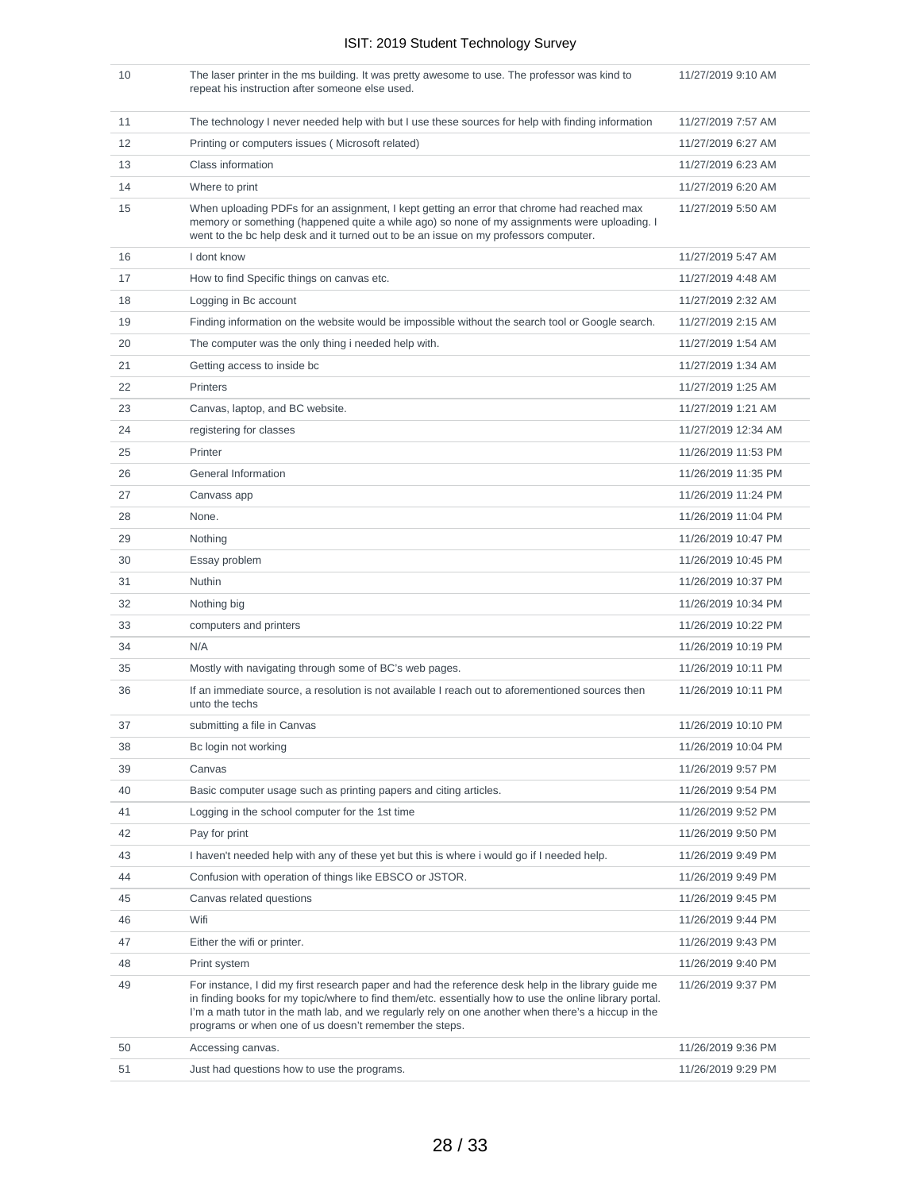| | | |
|---|---|---|
| 10 | The laser printer in the ms building. It was pretty awesome to use. The professor was kind to repeat his instruction after someone else used. | 11/27/2019 9:10 AM |
| 11 | The technology I never needed help with but I use these sources for help with finding information | 11/27/2019 7:57 AM |
| 12 | Printing or computers issues ( Microsoft related) | 11/27/2019 6:27 AM |
| 13 | Class information | 11/27/2019 6:23 AM |
| 14 | Where to print | 11/27/2019 6:20 AM |
| 15 | When uploading PDFs for an assignment, I kept getting an error that chrome had reached max memory or something (happened quite a while ago) so none of my assignments were uploading. I went to the bc help desk and it turned out to be an issue on my professors computer. | 11/27/2019 5:50 AM |
| 16 | I dont know | 11/27/2019 5:47 AM |
| 17 | How to find Specific things on canvas etc. | 11/27/2019 4:48 AM |
| 18 | Logging in Bc account | 11/27/2019 2:32 AM |
| 19 | Finding information on the website would be impossible without the search tool or Google search. | 11/27/2019 2:15 AM |
| 20 | The computer was the only thing i needed help with. | 11/27/2019 1:54 AM |
| 21 | Getting access to inside bc | 11/27/2019 1:34 AM |
| 22 | Printers | 11/27/2019 1:25 AM |
| 23 | Canvas, laptop, and BC website. | 11/27/2019 1:21 AM |
| 24 | registering for classes | 11/27/2019 12:34 AM |
| 25 | Printer | 11/26/2019 11:53 PM |
| 26 | General Information | 11/26/2019 11:35 PM |
| 27 | Canvass app | 11/26/2019 11:24 PM |
| 28 | None. | 11/26/2019 11:04 PM |
| 29 | Nothing | 11/26/2019 10:47 PM |
| 30 | Essay problem | 11/26/2019 10:45 PM |
| 31 | Nuthin | 11/26/2019 10:37 PM |
| 32 | Nothing big | 11/26/2019 10:34 PM |
| 33 | computers and printers | 11/26/2019 10:22 PM |
| 34 | N/A | 11/26/2019 10:19 PM |
| 35 | Mostly with navigating through some of BC's web pages. | 11/26/2019 10:11 PM |
| 36 | If an immediate source, a resolution is not available I reach out to aforementioned sources then unto the techs | 11/26/2019 10:11 PM |
| 37 | submitting a file in Canvas | 11/26/2019 10:10 PM |
| 38 | Bc login not working | 11/26/2019 10:04 PM |
| 39 | Canvas | 11/26/2019 9:57 PM |
| 40 | Basic computer usage such as printing papers and citing articles. | 11/26/2019 9:54 PM |
| 41 | Logging in the school computer for the 1st time | 11/26/2019 9:52 PM |
| 42 | Pay for print | 11/26/2019 9:50 PM |
| 43 | I haven't needed help with any of these yet but this is where i would go if I needed help. | 11/26/2019 9:49 PM |
| 44 | Confusion with operation of things like EBSCO or JSTOR. | 11/26/2019 9:49 PM |
| 45 | Canvas related questions | 11/26/2019 9:45 PM |
| 46 | Wifi | 11/26/2019 9:44 PM |
| 47 | Either the wifi or printer. | 11/26/2019 9:43 PM |
| 48 | Print system | 11/26/2019 9:40 PM |
| 49 | For instance, I did my first research paper and had the reference desk help in the library guide me in finding books for my topic/where to find them/etc. essentially how to use the online library portal. I'm a math tutor in the math lab, and we regularly rely on one another when there's a hiccup in the programs or when one of us doesn't remember the steps. | 11/26/2019 9:37 PM |
| 50 | Accessing canvas. | 11/26/2019 9:36 PM |
| 51 | Just had questions how to use the programs. | 11/26/2019 9:29 PM |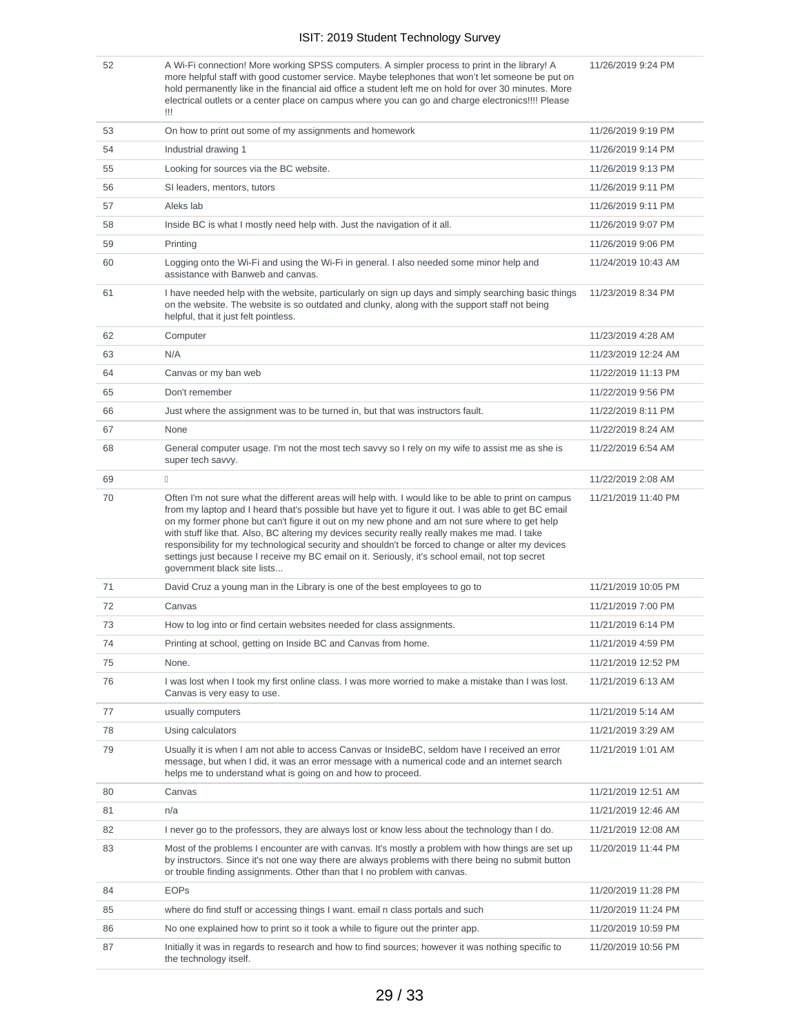| | | |
|---|---|---|
| 52 | A Wi-Fi connection! More working SPSS computers. A simpler process to print in the library! A more helpful staff with good customer service. Maybe telephones that won't let someone be put on hold permanently like in the financial aid office a student left me on hold for over 30 minutes. More electrical outlets or a center place on campus where you can go and charge electronics!!!! Please !!! | 11/26/2019 9:24 PM |
| 53 | On how to print out some of my assignments and homework | 11/26/2019 9:19 PM |
| 54 | Industrial drawing 1 | 11/26/2019 9:14 PM |
| 55 | Looking for sources via the BC website. | 11/26/2019 9:13 PM |
| 56 | SI leaders, mentors, tutors | 11/26/2019 9:11 PM |
| 57 | Aleks lab | 11/26/2019 9:11 PM |
| 58 | Inside BC is what I mostly need help with. Just the navigation of it all. | 11/26/2019 9:07 PM |
| 59 | Printing | 11/26/2019 9:06 PM |
| 60 | Logging onto the Wi-Fi and using the Wi-Fi in general. I also needed some minor help and assistance with Banweb and canvas. | 11/24/2019 10:43 AM |
| 61 | I have needed help with the website, particularly on sign up days and simply searching basic things on the website. The website is so outdated and clunky, along with the support staff not being helpful, that it just felt pointless. | 11/23/2019 8:34 PM |
| 62 | Computer | 11/23/2019 4:28 AM |
| 63 | N/A | 11/23/2019 12:24 AM |
| 64 | Canvas or my ban web | 11/22/2019 11:13 PM |
| 65 | Don't remember | 11/22/2019 9:56 PM |
| 66 | Just where the assignment was to be turned in, but that was instructors fault. | 11/22/2019 8:11 PM |
| 67 | None | 11/22/2019 8:24 AM |
| 68 | General computer usage. I'm not the most tech savvy so I rely on my wife to assist me as she is super tech savvy. | 11/22/2019 6:54 AM |
| 69 | | 11/22/2019 2:08 AM |
| 70 | Often I'm not sure what the different areas will help with. I would like to be able to print on campus from my laptop and I heard that's possible but have yet to figure it out. I was able to get BC email on my former phone but can't figure it out on my new phone and am not sure where to get help with stuff like that. Also, BC altering my devices security really really makes me mad. I take responsibility for my technological security and shouldn't be forced to change or alter my devices settings just because I receive my BC email on it. Seriously, it's school email, not top secret government black site lists... | 11/21/2019 11:40 PM |
| 71 | David Cruz a young man in the Library is one of the best employees to go to | 11/21/2019 10:05 PM |
| 72 | Canvas | 11/21/2019 7:00 PM |
| 73 | How to log into or find certain websites needed for class assignments. | 11/21/2019 6:14 PM |
| 74 | Printing at school, getting on Inside BC and Canvas from home. | 11/21/2019 4:59 PM |
| 75 | None. | 11/21/2019 12:52 PM |
| 76 | I was lost when I took my first online class. I was more worried to make a mistake than I was lost. Canvas is very easy to use. | 11/21/2019 6:13 AM |
| 77 | usually computers | 11/21/2019 5:14 AM |
| 78 | Using calculators | 11/21/2019 3:29 AM |
| 79 | Usually it is when I am not able to access Canvas or InsideBC, seldom have I received an error message, but when I did, it was an error message with a numerical code and an internet search helps me to understand what is going on and how to proceed. | 11/21/2019 1:01 AM |
| 80 | Canvas | 11/21/2019 12:51 AM |
| 81 | n/a | 11/21/2019 12:46 AM |
| 82 | I never go to the professors, they are always lost or know less about the technology than I do. | 11/21/2019 12:08 AM |
| 83 | Most of the problems I encounter are with canvas. It's mostly a problem with how things are set up by instructors. Since it's not one way there are always problems with there being no submit button or trouble finding assignments. Other than that I no problem with canvas. | 11/20/2019 11:44 PM |
| 84 | EOPs | 11/20/2019 11:28 PM |
| 85 | where do find stuff or accessing things I want. email n class portals and such | 11/20/2019 11:24 PM |
| 86 | No one explained how to print so it took a while to figure out the printer app. | 11/20/2019 10:59 PM |
| 87 | Initially it was in regards to research and how to find sources; however it was nothing specific to the technology itself. | 11/20/2019 10:56 PM |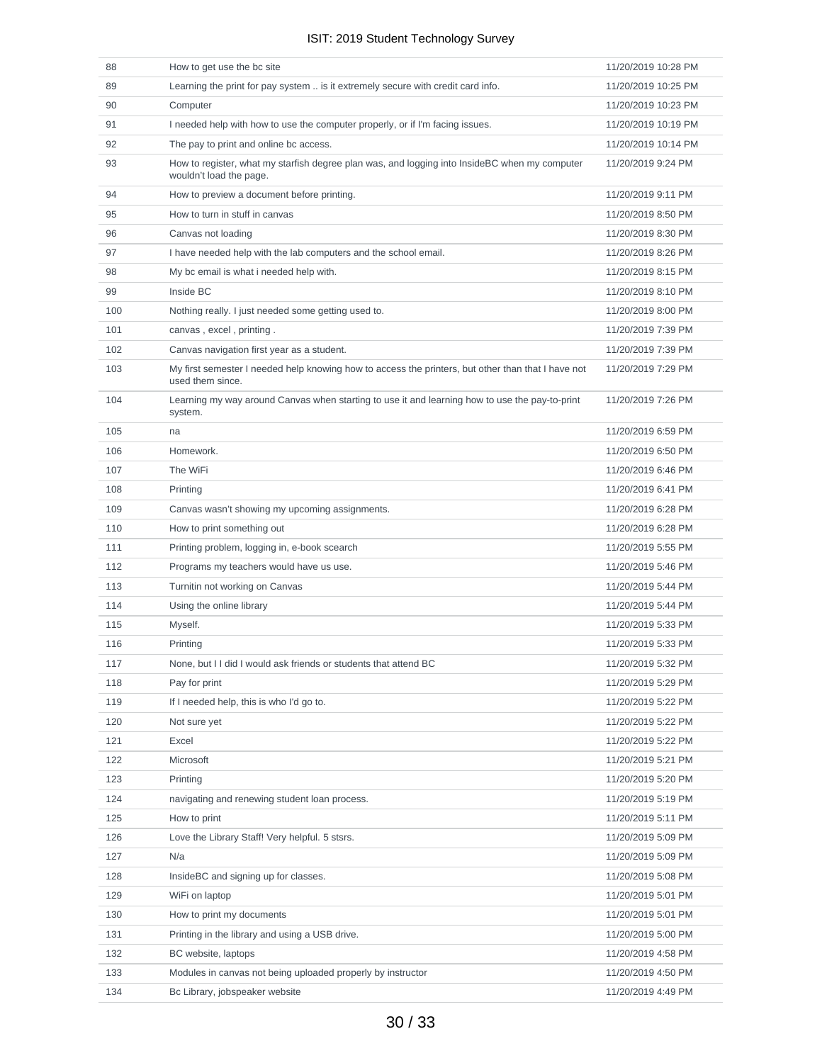| | | |
|---|---|---|
| 88 | How to get use the bc site | 11/20/2019 10:28 PM |
| 89 | Learning the print for pay system .. is it extremely secure with credit card info. | 11/20/2019 10:25 PM |
| 90 | Computer | 11/20/2019 10:23 PM |
| 91 | I needed help with how to use the computer properly, or if I'm facing issues. | 11/20/2019 10:19 PM |
| 92 | The pay to print and online bc access. | 11/20/2019 10:14 PM |
| 93 | How to register, what my starfish degree plan was, and logging into InsideBC when my computer wouldn't load the page. | 11/20/2019 9:24 PM |
| 94 | How to preview a document before printing. | 11/20/2019 9:11 PM |
| 95 | How to turn in stuff in canvas | 11/20/2019 8:50 PM |
| 96 | Canvas not loading | 11/20/2019 8:30 PM |
| 97 | I have needed help with the lab computers and the school email. | 11/20/2019 8:26 PM |
| 98 | My bc email is what i needed help with. | 11/20/2019 8:15 PM |
| 99 | Inside BC | 11/20/2019 8:10 PM |
| 100 | Nothing really. I just needed some getting used to. | 11/20/2019 8:00 PM |
| 101 | canvas , excel , printing . | 11/20/2019 7:39 PM |
| 102 | Canvas navigation first year as a student. | 11/20/2019 7:39 PM |
| 103 | My first semester I needed help knowing how to access the printers, but other than that I have not used them since. | 11/20/2019 7:29 PM |
| 104 | Learning my way around Canvas when starting to use it and learning how to use the pay-to-print system. | 11/20/2019 7:26 PM |
| 105 | na | 11/20/2019 6:59 PM |
| 106 | Homework. | 11/20/2019 6:50 PM |
| 107 | The WiFi | 11/20/2019 6:46 PM |
| 108 | Printing | 11/20/2019 6:41 PM |
| 109 | Canvas wasn't showing my upcoming assignments. | 11/20/2019 6:28 PM |
| 110 | How to print something out | 11/20/2019 6:28 PM |
| 111 | Printing problem, logging in, e-book scearch | 11/20/2019 5:55 PM |
| 112 | Programs my teachers would have us use. | 11/20/2019 5:46 PM |
| 113 | Turnitin not working on Canvas | 11/20/2019 5:44 PM |
| 114 | Using the online library | 11/20/2019 5:44 PM |
| 115 | Myself. | 11/20/2019 5:33 PM |
| 116 | Printing | 11/20/2019 5:33 PM |
| 117 | None, but I I did I would ask friends or students that attend BC | 11/20/2019 5:32 PM |
| 118 | Pay for print | 11/20/2019 5:29 PM |
| 119 | If I needed help, this is who I'd go to. | 11/20/2019 5:22 PM |
| 120 | Not sure yet | 11/20/2019 5:22 PM |
| 121 | Excel | 11/20/2019 5:22 PM |
| 122 | Microsoft | 11/20/2019 5:21 PM |
| 123 | Printing | 11/20/2019 5:20 PM |
| 124 | navigating and renewing student loan process. | 11/20/2019 5:19 PM |
| 125 | How to print | 11/20/2019 5:11 PM |
| 126 | Love the Library Staff! Very helpful. 5 stsrs. | 11/20/2019 5:09 PM |
| 127 | N/a | 11/20/2019 5:09 PM |
| 128 | InsideBC and signing up for classes. | 11/20/2019 5:08 PM |
| 129 | WiFi on laptop | 11/20/2019 5:01 PM |
| 130 | How to print my documents | 11/20/2019 5:01 PM |
| 131 | Printing in the library and using a USB drive. | 11/20/2019 5:00 PM |
| 132 | BC website, laptops | 11/20/2019 4:58 PM |
| 133 | Modules in canvas not being uploaded properly by instructor | 11/20/2019 4:50 PM |
| 134 | Bc Library, jobspeaker website | 11/20/2019 4:49 PM |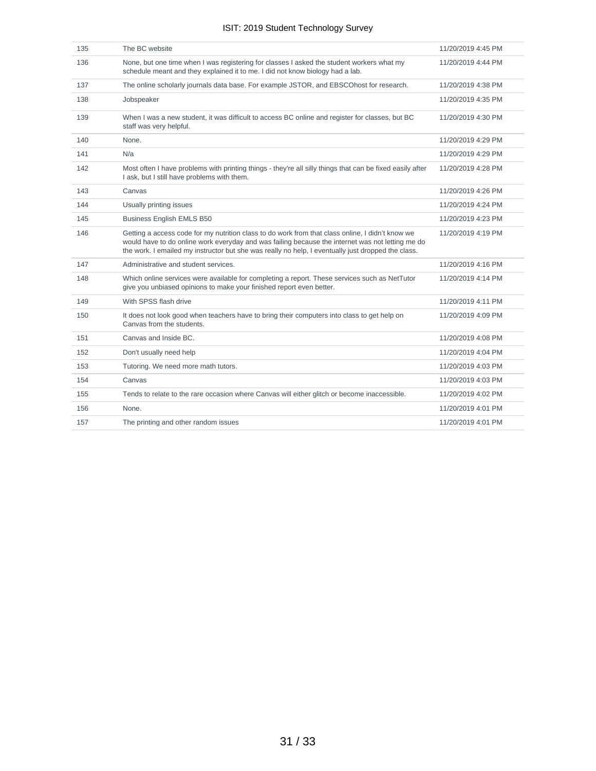| | | |
|---|---|---|
| 135 | The BC website | 11/20/2019 4:45 PM |
| 136 | None, but one time when I was registering for classes I asked the student workers what my schedule meant and they explained it to me. I did not know biology had a lab. | 11/20/2019 4:44 PM |
| 137 | The online scholarly journals data base. For example JSTOR, and EBSCOhost for research. | 11/20/2019 4:38 PM |
| 138 | Jobspeaker | 11/20/2019 4:35 PM |
| 139 | When I was a new student, it was difficult to access BC online and register for classes, but BC staff was very helpful. | 11/20/2019 4:30 PM |
| 140 | None. | 11/20/2019 4:29 PM |
| 141 | N/a | 11/20/2019 4:29 PM |
| 142 | Most often I have problems with printing things - they're all silly things that can be fixed easily after I ask, but I still have problems with them. | 11/20/2019 4:28 PM |
| 143 | Canvas | 11/20/2019 4:26 PM |
| 144 | Usually printing issues | 11/20/2019 4:24 PM |
| 145 | Business English EMLS B50 | 11/20/2019 4:23 PM |
| 146 | Getting a access code for my nutrition class to do work from that class online, I didn't know we would have to do online work everyday and was failing because the internet was not letting me do the work. I emailed my instructor but she was really no help, I eventually just dropped the class. | 11/20/2019 4:19 PM |
| 147 | Administrative and student services. | 11/20/2019 4:16 PM |
| 148 | Which online services were available for completing a report. These services such as NetTutor give you unbiased opinions to make your finished report even better. | 11/20/2019 4:14 PM |
| 149 | With SPSS flash drive | 11/20/2019 4:11 PM |
| 150 | It does not look good when teachers have to bring their computers into class to get help on Canvas from the students. | 11/20/2019 4:09 PM |
| 151 | Canvas and Inside BC. | 11/20/2019 4:08 PM |
| 152 | Don't usually need help | 11/20/2019 4:04 PM |
| 153 | Tutoring. We need more math tutors. | 11/20/2019 4:03 PM |
| 154 | Canvas | 11/20/2019 4:03 PM |
| 155 | Tends to relate to the rare occasion where Canvas will either glitch or become inaccessible. | 11/20/2019 4:02 PM |
| 156 | None. | 11/20/2019 4:01 PM |
| 157 | The printing and other random issues | 11/20/2019 4:01 PM |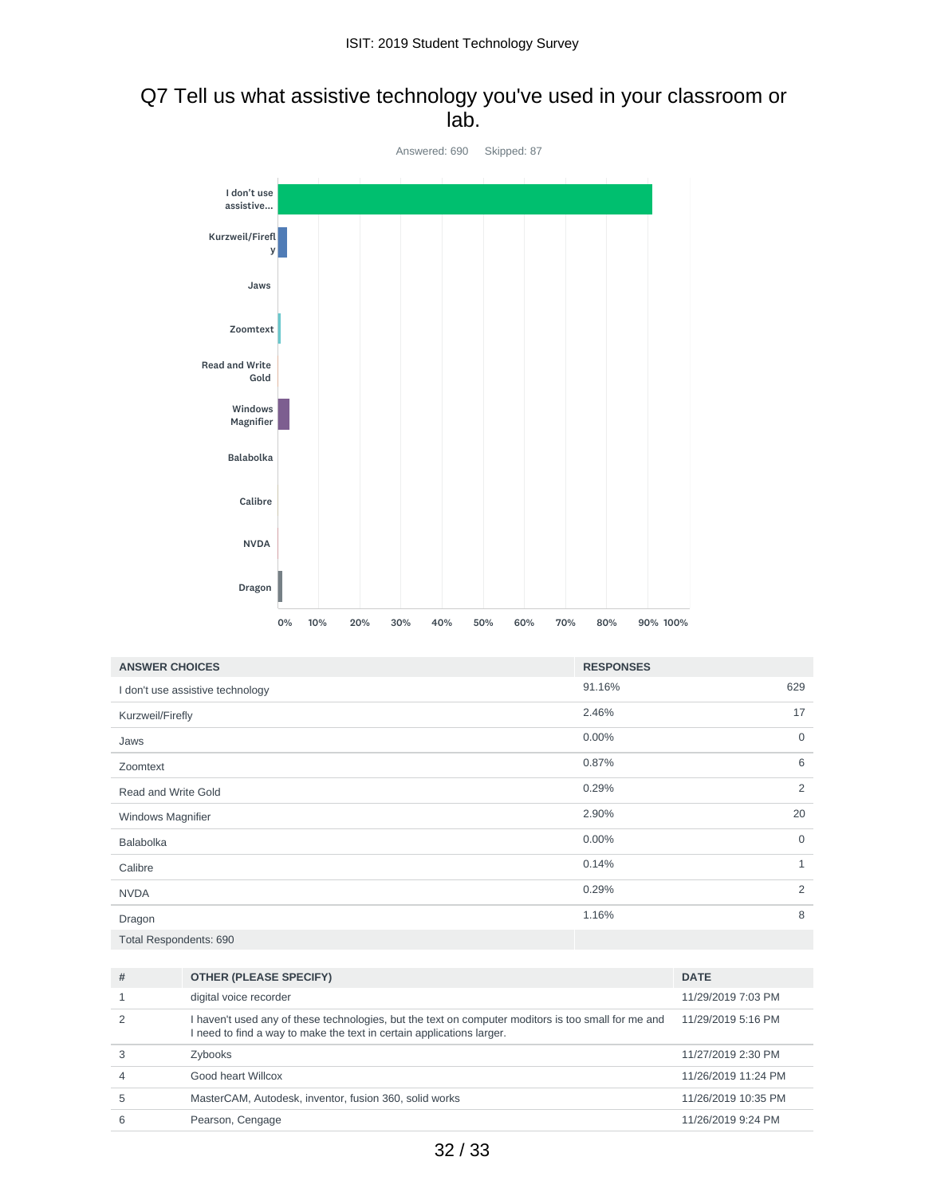## Q7 Tell us what assistive technology you've used in your classroom or lab.

Answered: 690 Skipped: 87

| ANSWER CHOICES | RESPONSES | |
|---|---|---|
| I don't use assistive technology | 91.16% | 629 |
| Kurzweil/Firefly | 2.46% | 17 |
| Jaws | 0.00% | 0 |
| Zoomtext | 0.87% | 6 |
| Read and Write Gold | 0.29% | 2 |
| Windows Magnifier | 2.90% | 20 |
| Balabolka | 0.00% | 0 |
| Calibre | 0.14% | 1 |
| NVDA | 0.29% | 2 |
| Dragon | 1.16% | 8 |
| Total Respondents: 690 | | |

| # | OTHER (PLEASE SPECIFY) | DATE |
|---|---|---|
| 1 | digital voice recorder | 11/29/2019 7:03 PM |
| 2 | I haven't used any of these technologies, but the text on computer moditors is too small for me and I need to find a way to make the text in certain applications larger. | 11/29/2019 5:16 PM |
| 3 | Zybooks | 11/27/2019 2:30 PM |
| 4 | Good heart Willcox | 11/26/2019 11:24 PM |
| 5 | MasterCAM, Autodesk, inventor, fusion 360, solid works | 11/26/2019 10:35 PM |
| 6 | Pearson, Cengage | 11/26/2019 9:24 PM |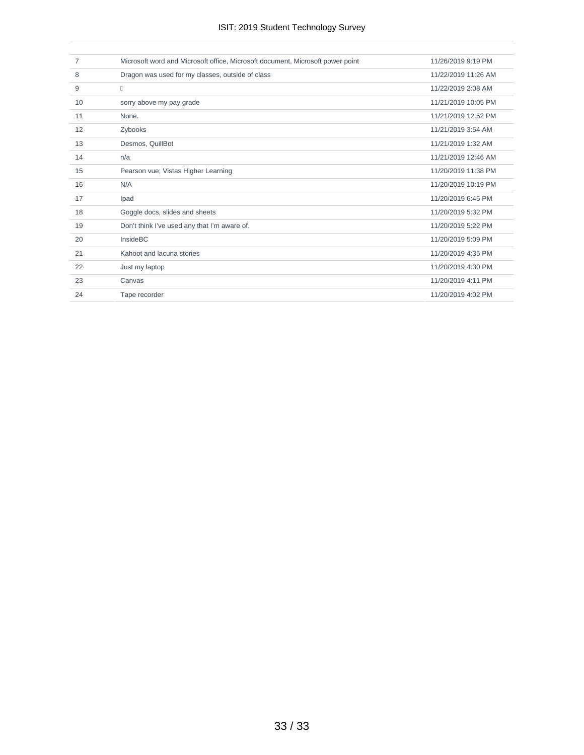| | | |
|---|---|---|
| 7 | Microsoft word and Microsoft office, Microsoft document, Microsoft power point | 11/26/2019 9:19 PM |
| 8 | Dragon was used for my classes, outside of class | 11/22/2019 11:26 AM |
| 9 |  | 11/22/2019 2:08 AM |
| 10 | sorry above my pay grade | 11/21/2019 10:05 PM |
| 11 | None. | 11/21/2019 12:52 PM |
| 12 | Zybooks | 11/21/2019 3:54 AM |
| 13 | Desmos, QuillBot | 11/21/2019 1:32 AM |
| 14 | n/a | 11/21/2019 12:46 AM |
| 15 | Pearson vue; Vistas Higher Learning | 11/20/2019 11:38 PM |
| 16 | N/A | 11/20/2019 10:19 PM |
| 17 | Ipad | 11/20/2019 6:45 PM |
| 18 | Goggle docs, slides and sheets | 11/20/2019 5:32 PM |
| 19 | Don't think I've used any that I'm aware of. | 11/20/2019 5:22 PM |
| 20 | InsideBC | 11/20/2019 5:09 PM |
| 21 | Kahoot and lacuna stories | 11/20/2019 4:35 PM |
| 22 | Just my laptop | 11/20/2019 4:30 PM |
| 23 | Canvas | 11/20/2019 4:11 PM |
| 24 | Tape recorder | 11/20/2019 4:02 PM |